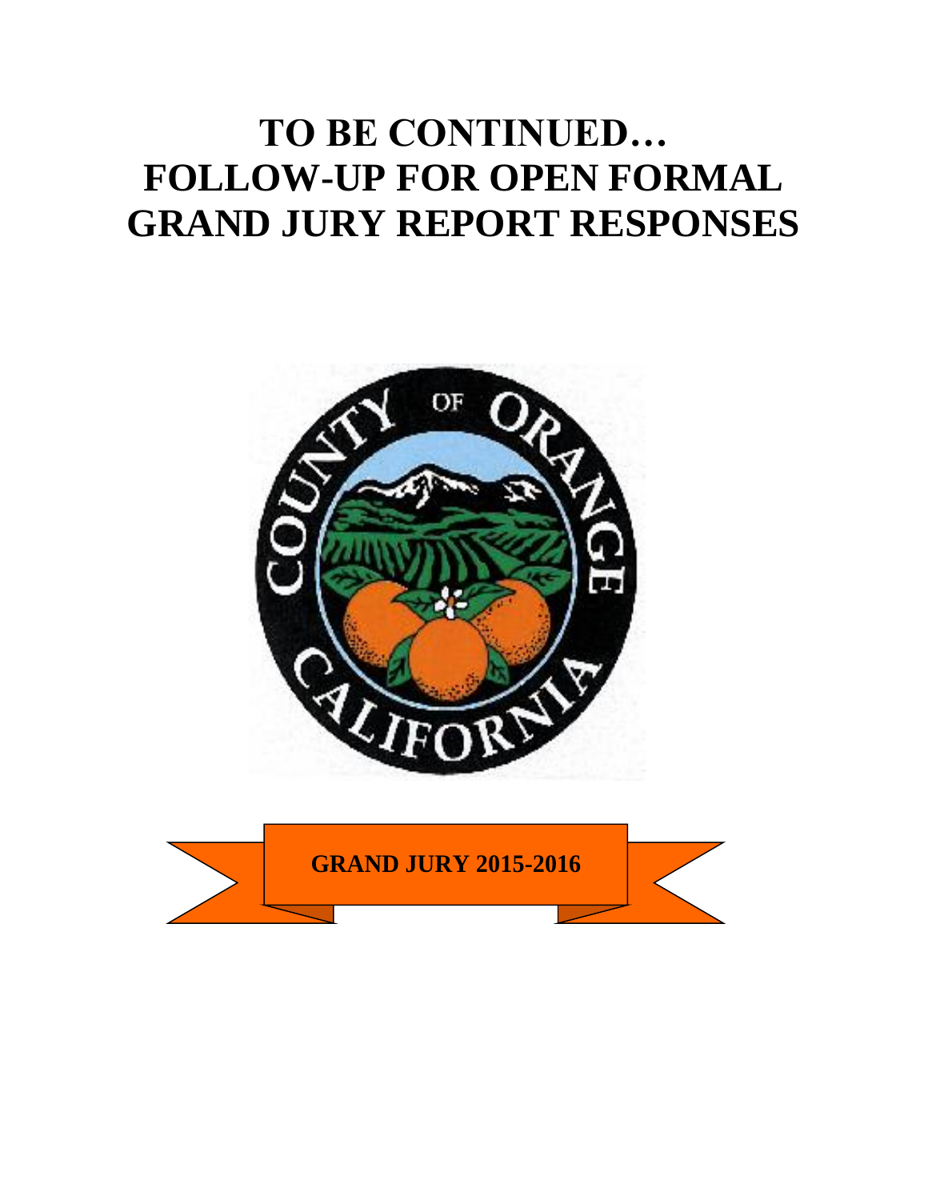# TO BE CONTINUED… FOLLOW-UP FOR OPEN FORMAL GRAND JURY REPORT RESPONSES

**GRAND JURY 2015-2016**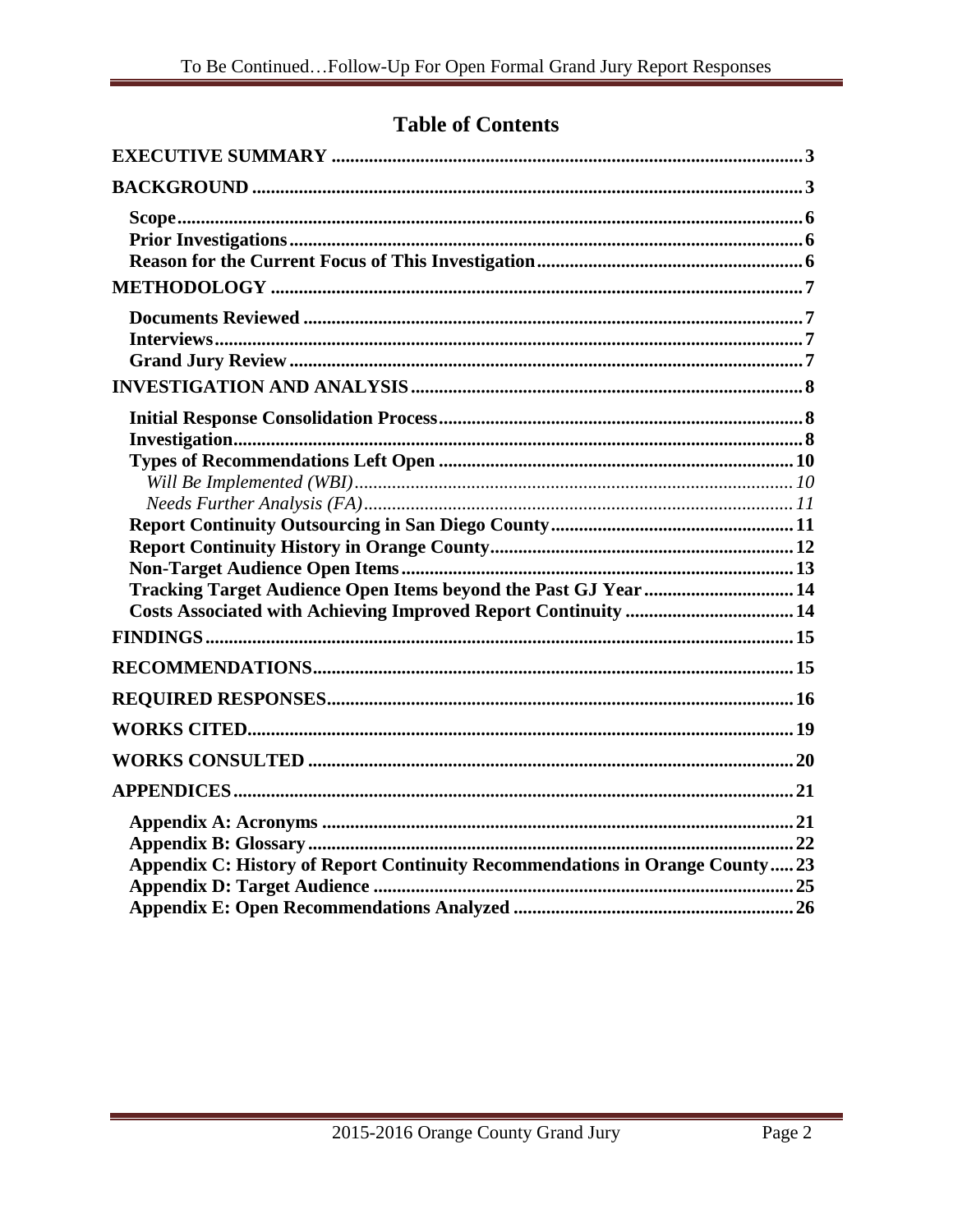## Table of Contents

**EXECUTIVE SUMMARY** .......... 3

**BACKGROUND** .......... 3

- **Scope** .......... 6
- **Prior Investigations** .......... 6
- **Reason for the Current Focus of This Investigation** .......... 6

**METHODOLOGY** .......... 7

- **Documents Reviewed** .......... 7
- **Interviews** .......... 7
- **Grand Jury Review** .......... 7

**INVESTIGATION AND ANALYSIS** .......... 8

- **Initial Response Consolidation Process** .......... 8
- **Investigation** .......... 8
- **Types of Recommendations Left Open** .......... 10
  - *Will Be Implemented (WBI)* .......... 10
  - *Needs Further Analysis (FA)* .......... 11
- **Report Continuity Outsourcing in San Diego County** .......... 11
- **Report Continuity History in Orange County** .......... 12
- **Non-Target Audience Open Items** .......... 13
- **Tracking Target Audience Open Items beyond the Past GJ Year** .......... 14
- **Costs Associated with Achieving Improved Report Continuity** .......... 14

**FINDINGS** .......... 15

**RECOMMENDATIONS** .......... 15

**REQUIRED RESPONSES** .......... 16

**WORKS CITED** .......... 19

**WORKS CONSULTED** .......... 20

**APPENDICES** .......... 21

- **Appendix A: Acronyms** .......... 21
- **Appendix B: Glossary** .......... 22
- **Appendix C: History of Report Continuity Recommendations in Orange County** .......... 23
- **Appendix D: Target Audience** .......... 25
- **Appendix E: Open Recommendations Analyzed** .......... 26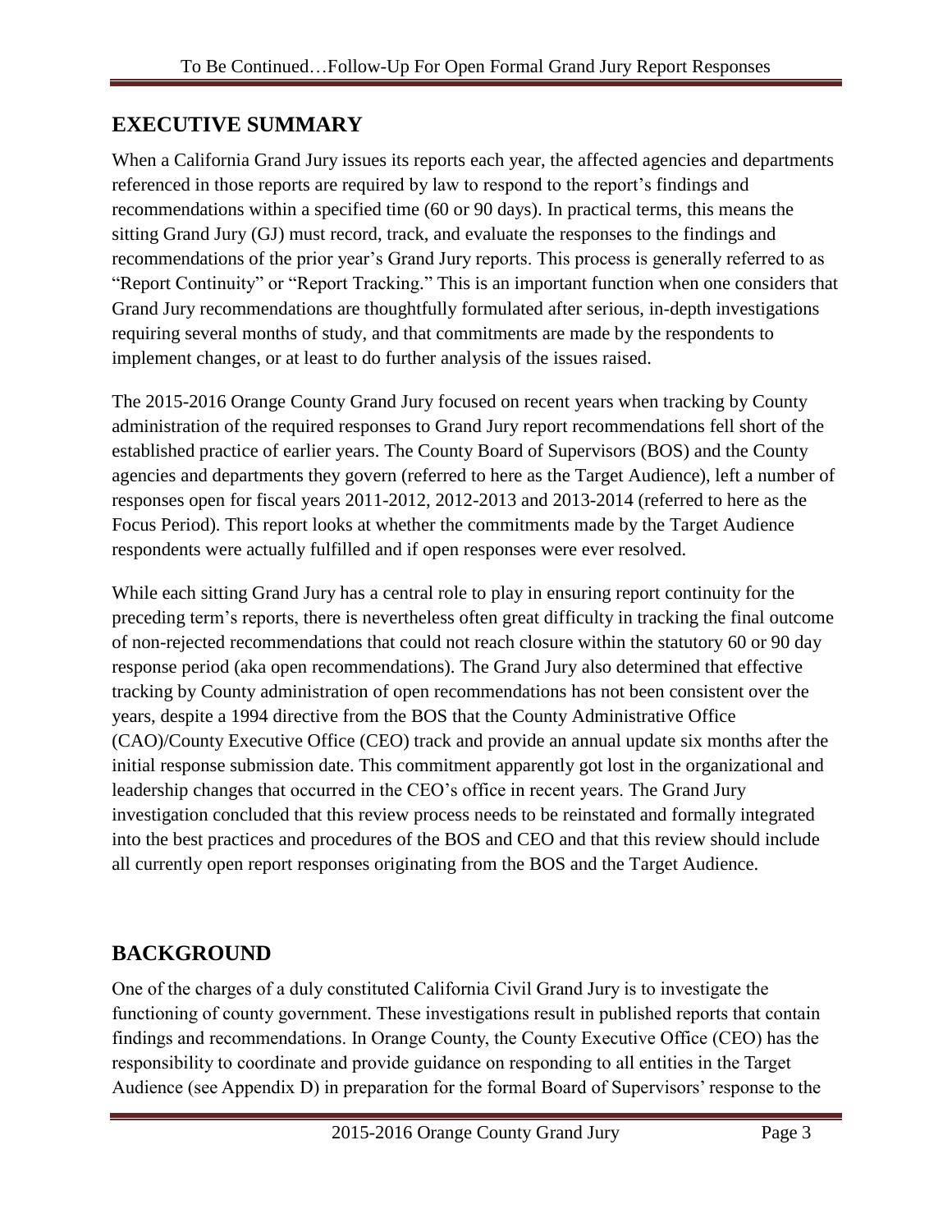## EXECUTIVE SUMMARY

When a California Grand Jury issues its reports each year, the affected agencies and departments referenced in those reports are required by law to respond to the report's findings and recommendations within a specified time (60 or 90 days). In practical terms, this means the sitting Grand Jury (GJ) must record, track, and evaluate the responses to the findings and recommendations of the prior year's Grand Jury reports. This process is generally referred to as "Report Continuity" or "Report Tracking." This is an important function when one considers that Grand Jury recommendations are thoughtfully formulated after serious, in-depth investigations requiring several months of study, and that commitments are made by the respondents to implement changes, or at least to do further analysis of the issues raised.

The 2015-2016 Orange County Grand Jury focused on recent years when tracking by County administration of the required responses to Grand Jury report recommendations fell short of the established practice of earlier years. The County Board of Supervisors (BOS) and the County agencies and departments they govern (referred to here as the Target Audience), left a number of responses open for fiscal years 2011-2012, 2012-2013 and 2013-2014 (referred to here as the Focus Period). This report looks at whether the commitments made by the Target Audience respondents were actually fulfilled and if open responses were ever resolved.

While each sitting Grand Jury has a central role to play in ensuring report continuity for the preceding term's reports, there is nevertheless often great difficulty in tracking the final outcome of non-rejected recommendations that could not reach closure within the statutory 60 or 90 day response period (aka open recommendations). The Grand Jury also determined that effective tracking by County administration of open recommendations has not been consistent over the years, despite a 1994 directive from the BOS that the County Administrative Office (CAO)/County Executive Office (CEO) track and provide an annual update six months after the initial response submission date. This commitment apparently got lost in the organizational and leadership changes that occurred in the CEO's office in recent years. The Grand Jury investigation concluded that this review process needs to be reinstated and formally integrated into the best practices and procedures of the BOS and CEO and that this review should include all currently open report responses originating from the BOS and the Target Audience.

## BACKGROUND

One of the charges of a duly constituted California Civil Grand Jury is to investigate the functioning of county government. These investigations result in published reports that contain findings and recommendations. In Orange County, the County Executive Office (CEO) has the responsibility to coordinate and provide guidance on responding to all entities in the Target Audience (see Appendix D) in preparation for the formal Board of Supervisors' response to the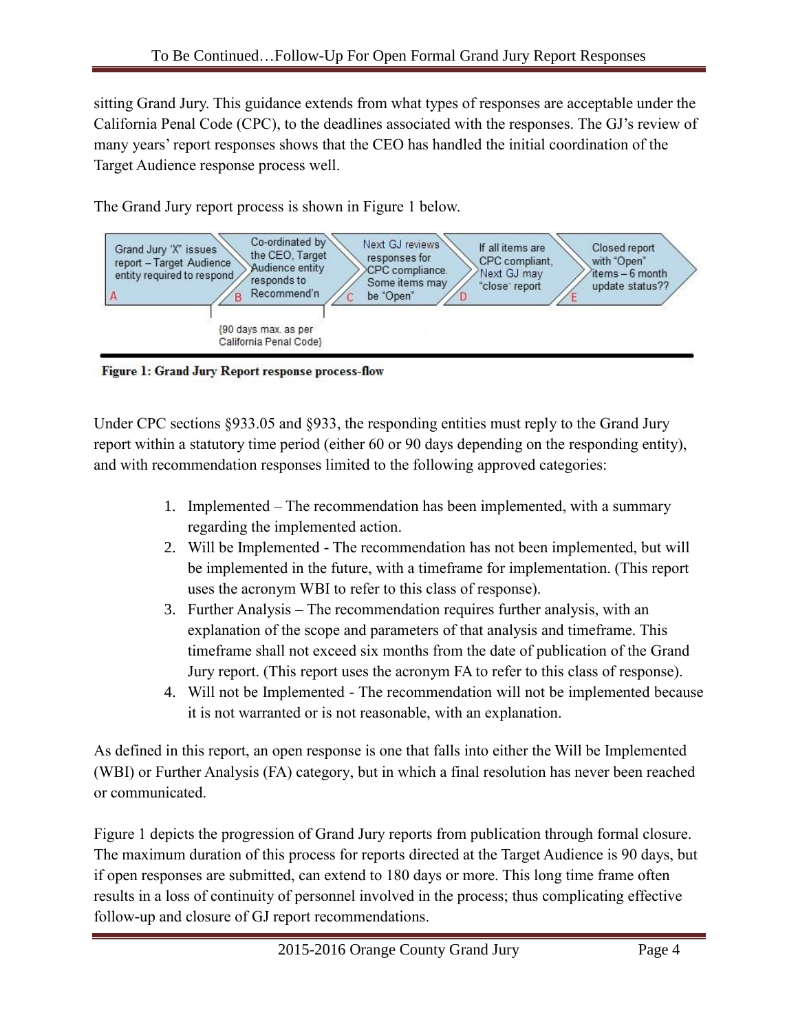sitting Grand Jury. This guidance extends from what types of responses are acceptable under the California Penal Code (CPC), to the deadlines associated with the responses. The GJ's review of many years' report responses shows that the CEO has handled the initial coordination of the Target Audience response process well.

The Grand Jury report process is shown in Figure 1 below.

| A | B | C | D | E |
|---|---|---|---|---|
| Grand Jury 'X' issues report – Target Audience entity required to respond | Co-ordinated by the CEO, Target Audience entity responds to Recommend'n | Next GJ reviews responses for CPC compliance. Some items may be "Open" | If all items are CPC compliant, Next GJ may "close" report | Closed report with "Open" items – 6 month update status?? |

{90 days max. as per California Penal Code}

**Figure 1: Grand Jury Report response process-flow**

Under CPC sections §933.05 and §933, the responding entities must reply to the Grand Jury report within a statutory time period (either 60 or 90 days depending on the responding entity), and with recommendation responses limited to the following approved categories:

1. Implemented – The recommendation has been implemented, with a summary regarding the implemented action.
2. Will be Implemented - The recommendation has not been implemented, but will be implemented in the future, with a timeframe for implementation. (This report uses the acronym WBI to refer to this class of response).
3. Further Analysis – The recommendation requires further analysis, with an explanation of the scope and parameters of that analysis and timeframe. This timeframe shall not exceed six months from the date of publication of the Grand Jury report. (This report uses the acronym FA to refer to this class of response).
4. Will not be Implemented - The recommendation will not be implemented because it is not warranted or is not reasonable, with an explanation.

As defined in this report, an open response is one that falls into either the Will be Implemented (WBI) or Further Analysis (FA) category, but in which a final resolution has never been reached or communicated.

Figure 1 depicts the progression of Grand Jury reports from publication through formal closure. The maximum duration of this process for reports directed at the Target Audience is 90 days, but if open responses are submitted, can extend to 180 days or more. This long time frame often results in a loss of continuity of personnel involved in the process; thus complicating effective follow-up and closure of GJ report recommendations.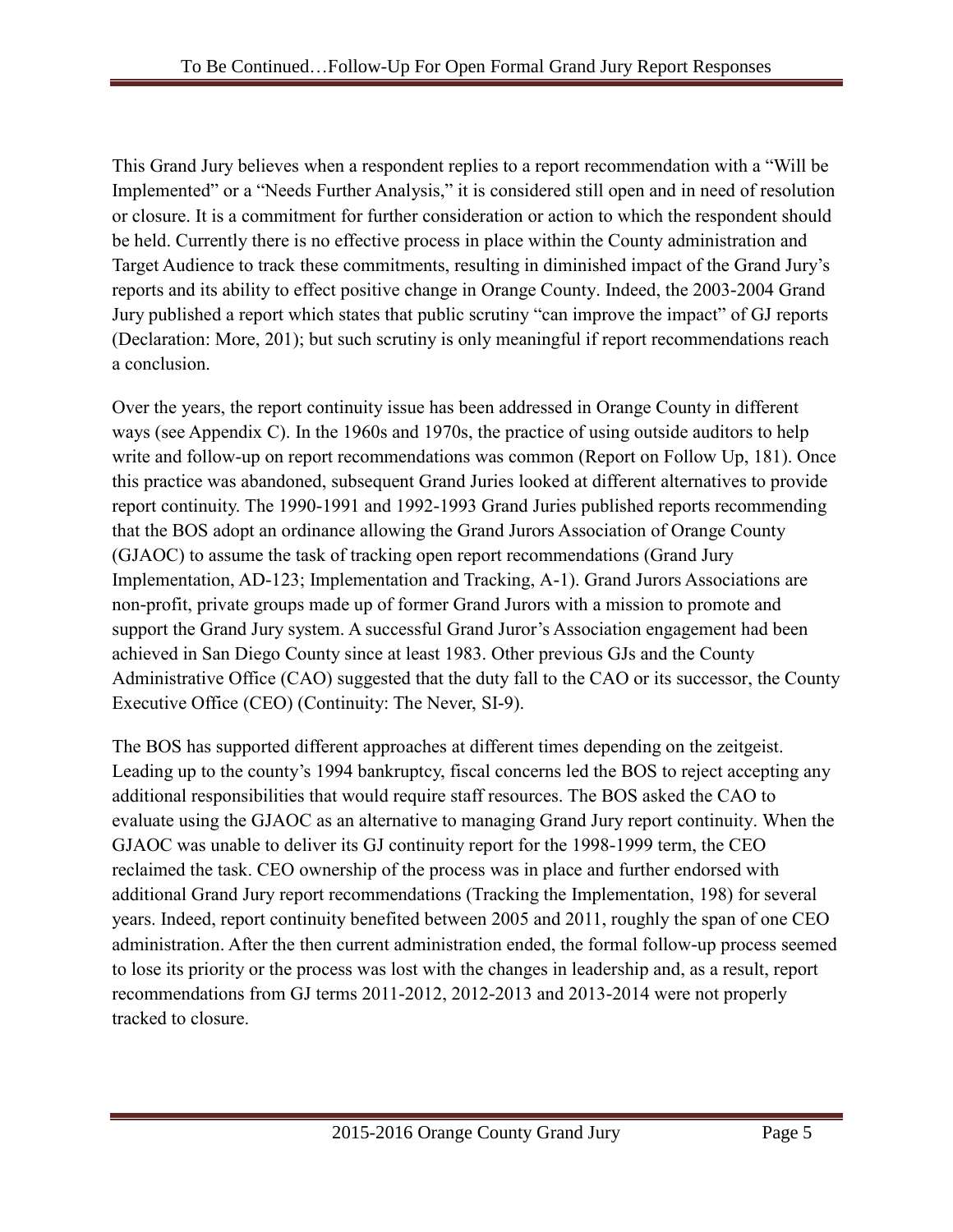This Grand Jury believes when a respondent replies to a report recommendation with a "Will be Implemented" or a "Needs Further Analysis," it is considered still open and in need of resolution or closure. It is a commitment for further consideration or action to which the respondent should be held. Currently there is no effective process in place within the County administration and Target Audience to track these commitments, resulting in diminished impact of the Grand Jury's reports and its ability to effect positive change in Orange County. Indeed, the 2003-2004 Grand Jury published a report which states that public scrutiny "can improve the impact" of GJ reports (Declaration: More, 201); but such scrutiny is only meaningful if report recommendations reach a conclusion.

Over the years, the report continuity issue has been addressed in Orange County in different ways (see Appendix C). In the 1960s and 1970s, the practice of using outside auditors to help write and follow-up on report recommendations was common (Report on Follow Up, 181). Once this practice was abandoned, subsequent Grand Juries looked at different alternatives to provide report continuity. The 1990-1991 and 1992-1993 Grand Juries published reports recommending that the BOS adopt an ordinance allowing the Grand Jurors Association of Orange County (GJAOC) to assume the task of tracking open report recommendations (Grand Jury Implementation, AD-123; Implementation and Tracking, A-1). Grand Jurors Associations are non-profit, private groups made up of former Grand Jurors with a mission to promote and support the Grand Jury system. A successful Grand Juror's Association engagement had been achieved in San Diego County since at least 1983. Other previous GJs and the County Administrative Office (CAO) suggested that the duty fall to the CAO or its successor, the County Executive Office (CEO) (Continuity: The Never, SI-9).

The BOS has supported different approaches at different times depending on the zeitgeist. Leading up to the county's 1994 bankruptcy, fiscal concerns led the BOS to reject accepting any additional responsibilities that would require staff resources. The BOS asked the CAO to evaluate using the GJAOC as an alternative to managing Grand Jury report continuity. When the GJAOC was unable to deliver its GJ continuity report for the 1998-1999 term, the CEO reclaimed the task. CEO ownership of the process was in place and further endorsed with additional Grand Jury report recommendations (Tracking the Implementation, 198) for several years. Indeed, report continuity benefited between 2005 and 2011, roughly the span of one CEO administration. After the then current administration ended, the formal follow-up process seemed to lose its priority or the process was lost with the changes in leadership and, as a result, report recommendations from GJ terms 2011-2012, 2012-2013 and 2013-2014 were not properly tracked to closure.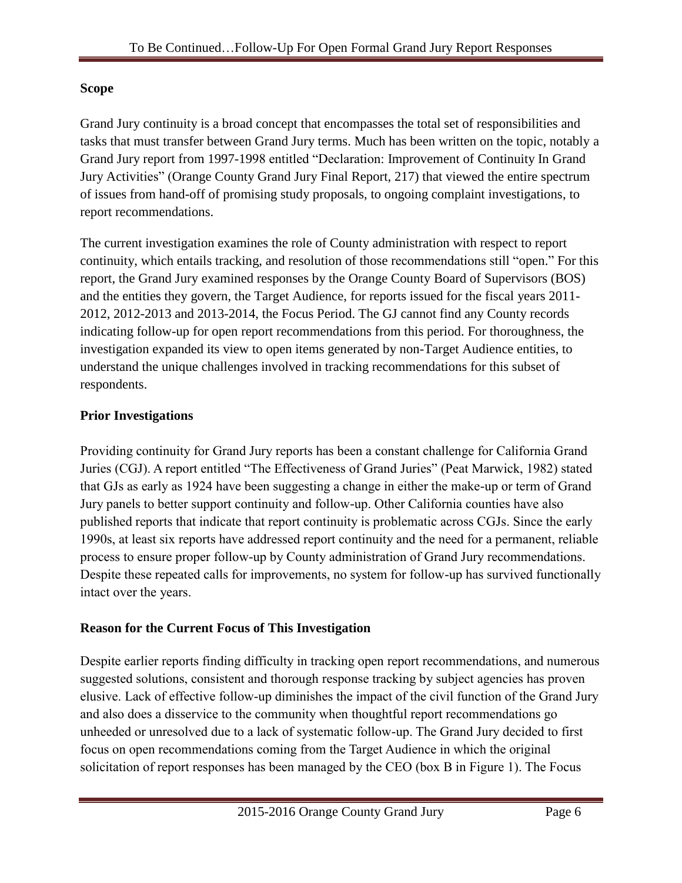## Scope

Grand Jury continuity is a broad concept that encompasses the total set of responsibilities and tasks that must transfer between Grand Jury terms. Much has been written on the topic, notably a Grand Jury report from 1997-1998 entitled "Declaration: Improvement of Continuity In Grand Jury Activities" (Orange County Grand Jury Final Report, 217) that viewed the entire spectrum of issues from hand-off of promising study proposals, to ongoing complaint investigations, to report recommendations.

The current investigation examines the role of County administration with respect to report continuity, which entails tracking, and resolution of those recommendations still "open." For this report, the Grand Jury examined responses by the Orange County Board of Supervisors (BOS) and the entities they govern, the Target Audience, for reports issued for the fiscal years 2011-2012, 2012-2013 and 2013-2014, the Focus Period. The GJ cannot find any County records indicating follow-up for open report recommendations from this period. For thoroughness, the investigation expanded its view to open items generated by non-Target Audience entities, to understand the unique challenges involved in tracking recommendations for this subset of respondents.

## Prior Investigations

Providing continuity for Grand Jury reports has been a constant challenge for California Grand Juries (CGJ). A report entitled "The Effectiveness of Grand Juries" (Peat Marwick, 1982) stated that GJs as early as 1924 have been suggesting a change in either the make-up or term of Grand Jury panels to better support continuity and follow-up. Other California counties have also published reports that indicate that report continuity is problematic across CGJs. Since the early 1990s, at least six reports have addressed report continuity and the need for a permanent, reliable process to ensure proper follow-up by County administration of Grand Jury recommendations. Despite these repeated calls for improvements, no system for follow-up has survived functionally intact over the years.

## Reason for the Current Focus of This Investigation

Despite earlier reports finding difficulty in tracking open report recommendations, and numerous suggested solutions, consistent and thorough response tracking by subject agencies has proven elusive. Lack of effective follow-up diminishes the impact of the civil function of the Grand Jury and also does a disservice to the community when thoughtful report recommendations go unheeded or unresolved due to a lack of systematic follow-up. The Grand Jury decided to first focus on open recommendations coming from the Target Audience in which the original solicitation of report responses has been managed by the CEO (box B in Figure 1). The Focus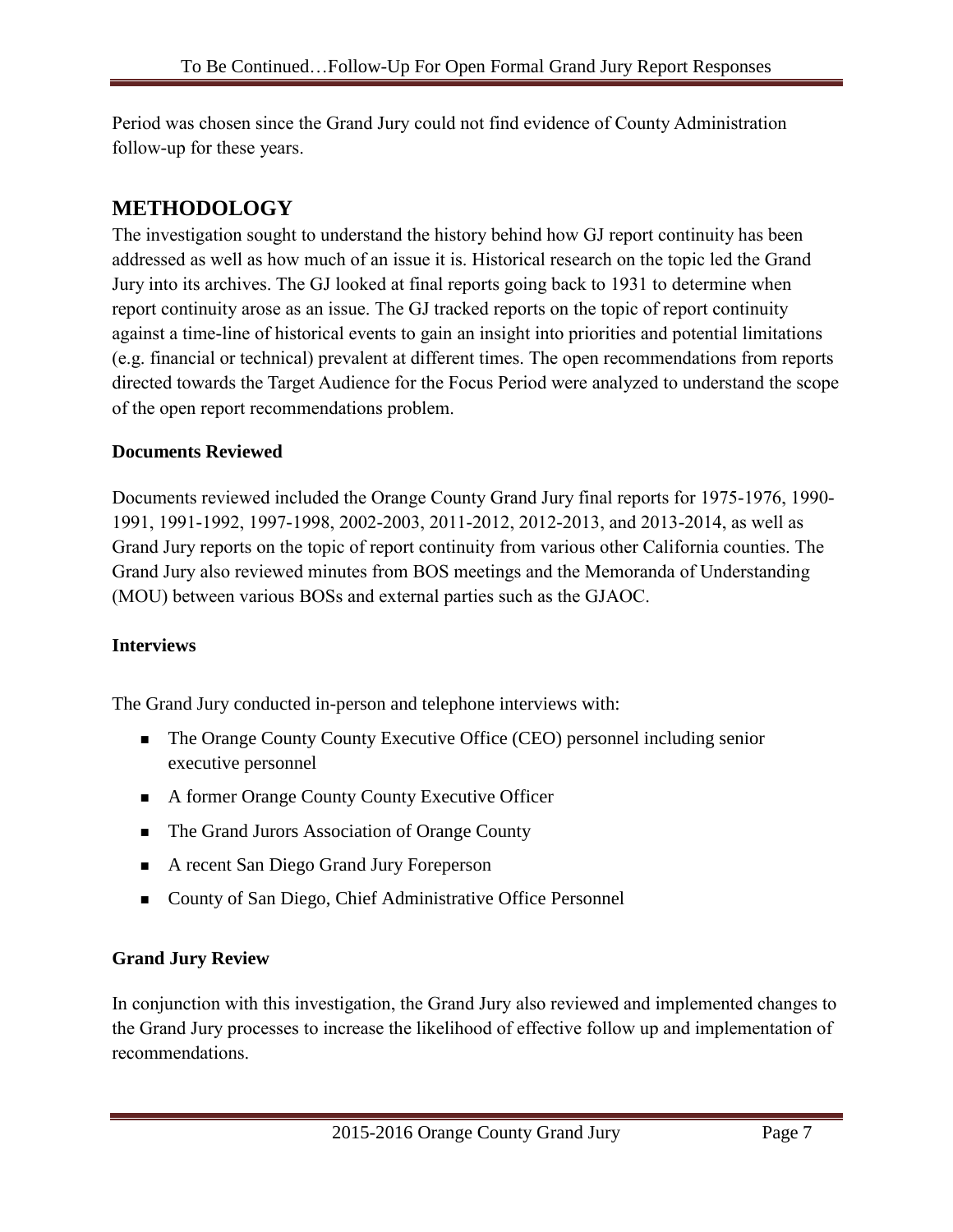Period was chosen since the Grand Jury could not find evidence of County Administration follow-up for these years.

## METHODOLOGY

The investigation sought to understand the history behind how GJ report continuity has been addressed as well as how much of an issue it is. Historical research on the topic led the Grand Jury into its archives. The GJ looked at final reports going back to 1931 to determine when report continuity arose as an issue. The GJ tracked reports on the topic of report continuity against a time-line of historical events to gain an insight into priorities and potential limitations (e.g. financial or technical) prevalent at different times. The open recommendations from reports directed towards the Target Audience for the Focus Period were analyzed to understand the scope of the open report recommendations problem.

**Documents Reviewed**

Documents reviewed included the Orange County Grand Jury final reports for 1975-1976, 1990-1991, 1991-1992, 1997-1998, 2002-2003, 2011-2012, 2012-2013, and 2013-2014, as well as Grand Jury reports on the topic of report continuity from various other California counties. The Grand Jury also reviewed minutes from BOS meetings and the Memoranda of Understanding (MOU) between various BOSs and external parties such as the GJAOC.

**Interviews**

The Grand Jury conducted in-person and telephone interviews with:

- The Orange County County Executive Office (CEO) personnel including senior executive personnel
- A former Orange County County Executive Officer
- The Grand Jurors Association of Orange County
- A recent San Diego Grand Jury Foreperson
- County of San Diego, Chief Administrative Office Personnel

**Grand Jury Review**

In conjunction with this investigation, the Grand Jury also reviewed and implemented changes to the Grand Jury processes to increase the likelihood of effective follow up and implementation of recommendations.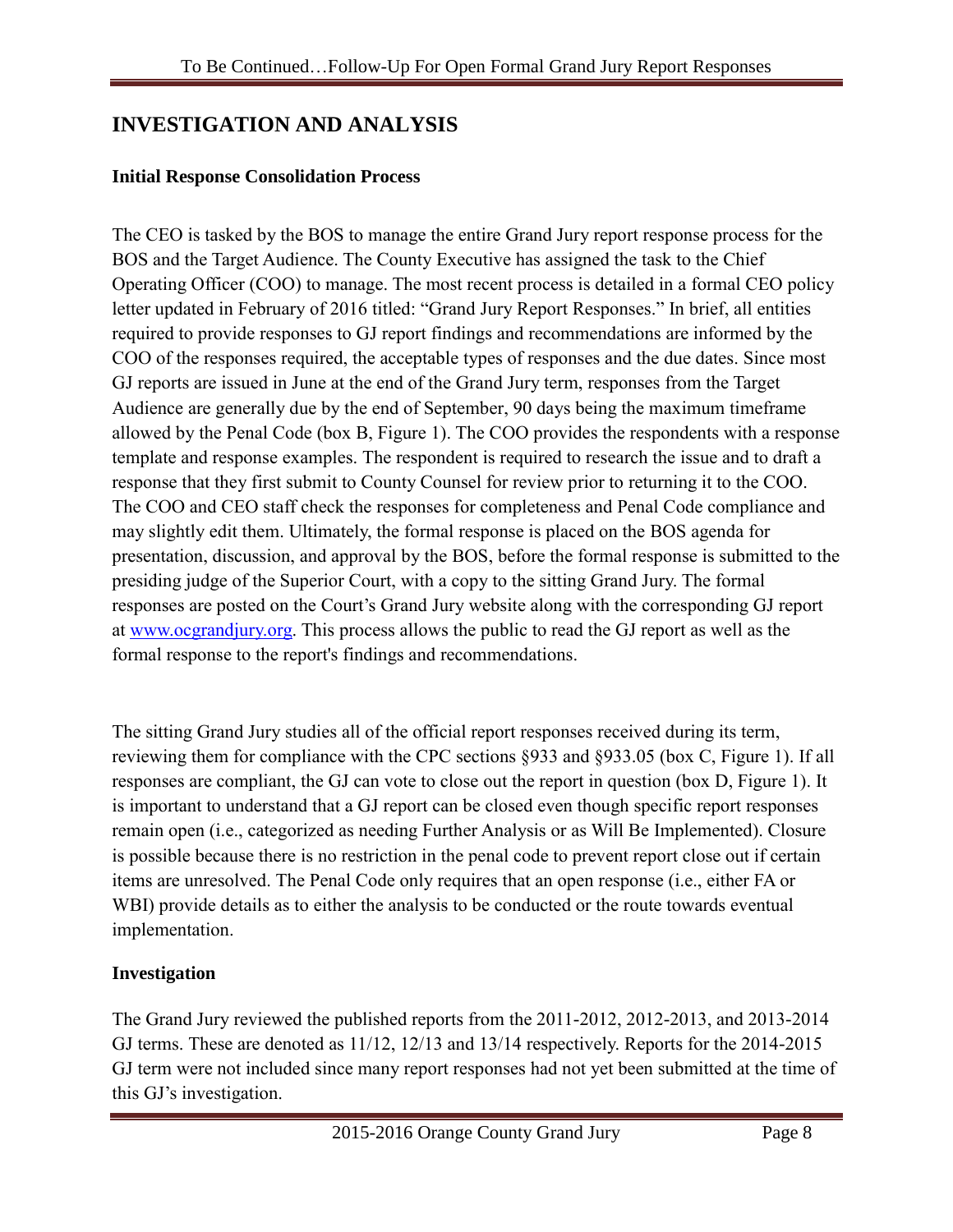# INVESTIGATION AND ANALYSIS

### Initial Response Consolidation Process

The CEO is tasked by the BOS to manage the entire Grand Jury report response process for the BOS and the Target Audience. The County Executive has assigned the task to the Chief Operating Officer (COO) to manage. The most recent process is detailed in a formal CEO policy letter updated in February of 2016 titled: "Grand Jury Report Responses." In brief, all entities required to provide responses to GJ report findings and recommendations are informed by the COO of the responses required, the acceptable types of responses and the due dates. Since most GJ reports are issued in June at the end of the Grand Jury term, responses from the Target Audience are generally due by the end of September, 90 days being the maximum timeframe allowed by the Penal Code (box B, Figure 1). The COO provides the respondents with a response template and response examples. The respondent is required to research the issue and to draft a response that they first submit to County Counsel for review prior to returning it to the COO. The COO and CEO staff check the responses for completeness and Penal Code compliance and may slightly edit them. Ultimately, the formal response is placed on the BOS agenda for presentation, discussion, and approval by the BOS, before the formal response is submitted to the presiding judge of the Superior Court, with a copy to the sitting Grand Jury. The formal responses are posted on the Court's Grand Jury website along with the corresponding GJ report at www.ocgrandjury.org. This process allows the public to read the GJ report as well as the formal response to the report's findings and recommendations.

The sitting Grand Jury studies all of the official report responses received during its term, reviewing them for compliance with the CPC sections §933 and §933.05 (box C, Figure 1). If all responses are compliant, the GJ can vote to close out the report in question (box D, Figure 1). It is important to understand that a GJ report can be closed even though specific report responses remain open (i.e., categorized as needing Further Analysis or as Will Be Implemented). Closure is possible because there is no restriction in the penal code to prevent report close out if certain items are unresolved. The Penal Code only requires that an open response (i.e., either FA or WBI) provide details as to either the analysis to be conducted or the route towards eventual implementation.

### Investigation

The Grand Jury reviewed the published reports from the 2011-2012, 2012-2013, and 2013-2014 GJ terms. These are denoted as 11/12, 12/13 and 13/14 respectively. Reports for the 2014-2015 GJ term were not included since many report responses had not yet been submitted at the time of this GJ's investigation.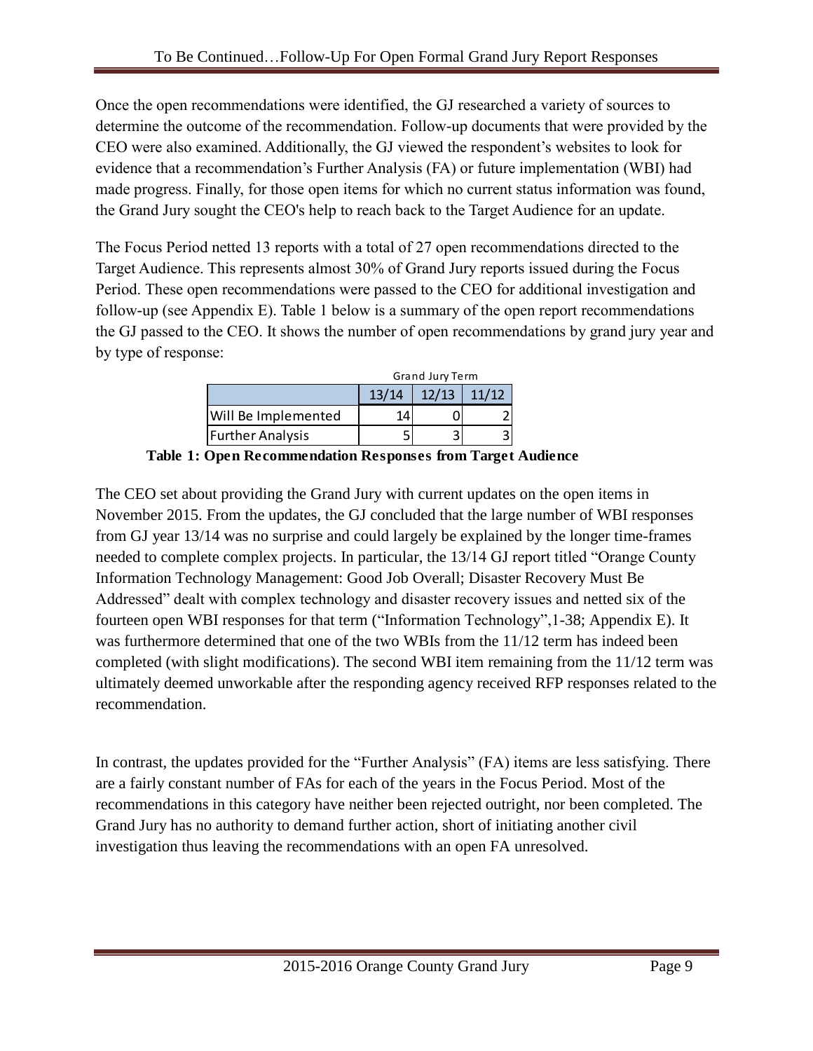Once the open recommendations were identified, the GJ researched a variety of sources to determine the outcome of the recommendation. Follow-up documents that were provided by the CEO were also examined. Additionally, the GJ viewed the respondent's websites to look for evidence that a recommendation's Further Analysis (FA) or future implementation (WBI) had made progress. Finally, for those open items for which no current status information was found, the Grand Jury sought the CEO's help to reach back to the Target Audience for an update.

The Focus Period netted 13 reports with a total of 27 open recommendations directed to the Target Audience. This represents almost 30% of Grand Jury reports issued during the Focus Period. These open recommendations were passed to the CEO for additional investigation and follow-up (see Appendix E). Table 1 below is a summary of the open report recommendations the GJ passed to the CEO. It shows the number of open recommendations by grand jury year and by type of response:

| | Grand Jury Term | | |
|---|---|---|---|
| | 13/14 | 12/13 | 11/12 |
| Will Be Implemented | 14 | 0 | 2 |
| Further Analysis | 5 | 3 | 3 |

**Table 1: Open Recommendation Responses from Target Audience**

The CEO set about providing the Grand Jury with current updates on the open items in November 2015. From the updates, the GJ concluded that the large number of WBI responses from GJ year 13/14 was no surprise and could largely be explained by the longer time-frames needed to complete complex projects. In particular, the 13/14 GJ report titled "Orange County Information Technology Management: Good Job Overall; Disaster Recovery Must Be Addressed" dealt with complex technology and disaster recovery issues and netted six of the fourteen open WBI responses for that term ("Information Technology",1-38; Appendix E). It was furthermore determined that one of the two WBIs from the 11/12 term has indeed been completed (with slight modifications). The second WBI item remaining from the 11/12 term was ultimately deemed unworkable after the responding agency received RFP responses related to the recommendation.

In contrast, the updates provided for the "Further Analysis" (FA) items are less satisfying. There are a fairly constant number of FAs for each of the years in the Focus Period. Most of the recommendations in this category have neither been rejected outright, nor been completed. The Grand Jury has no authority to demand further action, short of initiating another civil investigation thus leaving the recommendations with an open FA unresolved.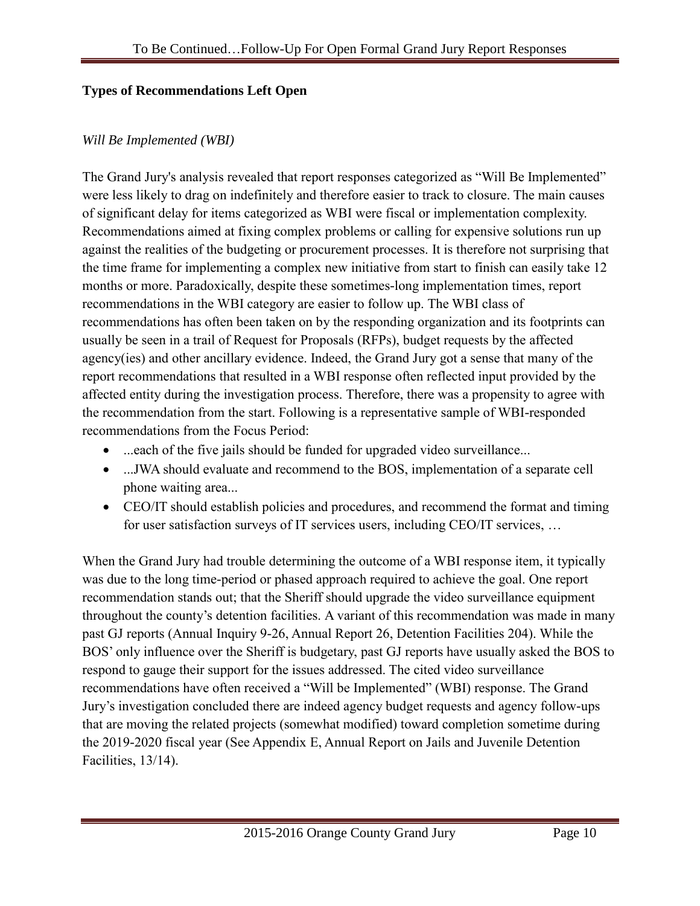### Types of Recommendations Left Open

*Will Be Implemented (WBI)*

The Grand Jury's analysis revealed that report responses categorized as "Will Be Implemented" were less likely to drag on indefinitely and therefore easier to track to closure. The main causes of significant delay for items categorized as WBI were fiscal or implementation complexity. Recommendations aimed at fixing complex problems or calling for expensive solutions run up against the realities of the budgeting or procurement processes. It is therefore not surprising that the time frame for implementing a complex new initiative from start to finish can easily take 12 months or more. Paradoxically, despite these sometimes-long implementation times, report recommendations in the WBI category are easier to follow up. The WBI class of recommendations has often been taken on by the responding organization and its footprints can usually be seen in a trail of Request for Proposals (RFPs), budget requests by the affected agency(ies) and other ancillary evidence. Indeed, the Grand Jury got a sense that many of the report recommendations that resulted in a WBI response often reflected input provided by the affected entity during the investigation process. Therefore, there was a propensity to agree with the recommendation from the start. Following is a representative sample of WBI-responded recommendations from the Focus Period:

- ...each of the five jails should be funded for upgraded video surveillance...
- ...JWA should evaluate and recommend to the BOS, implementation of a separate cell phone waiting area...
- CEO/IT should establish policies and procedures, and recommend the format and timing for user satisfaction surveys of IT services users, including CEO/IT services, …

When the Grand Jury had trouble determining the outcome of a WBI response item, it typically was due to the long time-period or phased approach required to achieve the goal. One report recommendation stands out; that the Sheriff should upgrade the video surveillance equipment throughout the county's detention facilities. A variant of this recommendation was made in many past GJ reports (Annual Inquiry 9-26, Annual Report 26, Detention Facilities 204). While the BOS' only influence over the Sheriff is budgetary, past GJ reports have usually asked the BOS to respond to gauge their support for the issues addressed. The cited video surveillance recommendations have often received a "Will be Implemented" (WBI) response. The Grand Jury's investigation concluded there are indeed agency budget requests and agency follow-ups that are moving the related projects (somewhat modified) toward completion sometime during the 2019-2020 fiscal year (See Appendix E, Annual Report on Jails and Juvenile Detention Facilities, 13/14).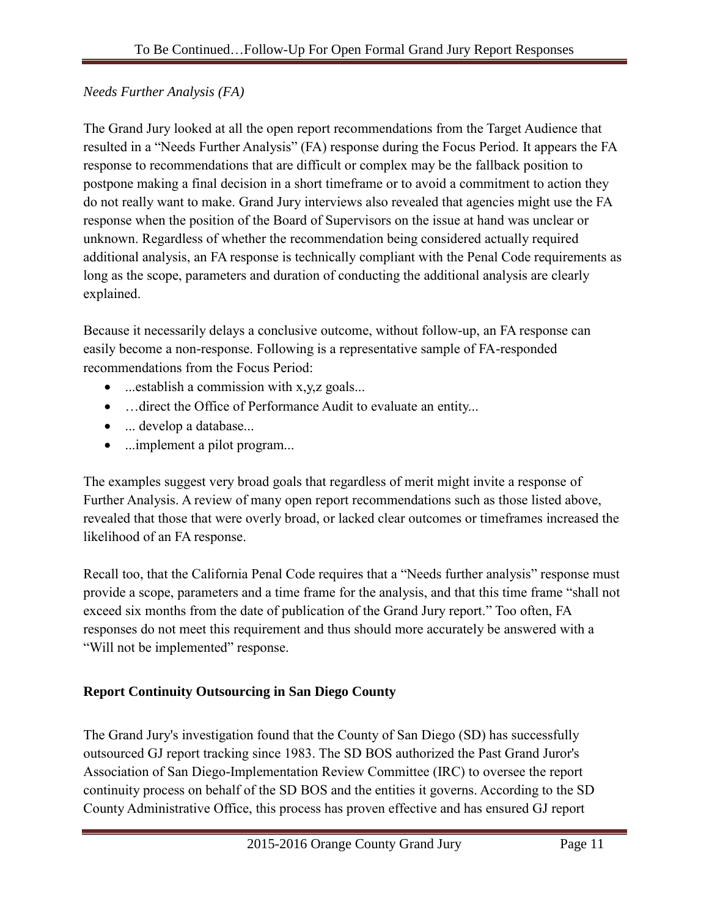*Needs Further Analysis (FA)*

The Grand Jury looked at all the open report recommendations from the Target Audience that resulted in a "Needs Further Analysis" (FA) response during the Focus Period. It appears the FA response to recommendations that are difficult or complex may be the fallback position to postpone making a final decision in a short timeframe or to avoid a commitment to action they do not really want to make. Grand Jury interviews also revealed that agencies might use the FA response when the position of the Board of Supervisors on the issue at hand was unclear or unknown. Regardless of whether the recommendation being considered actually required additional analysis, an FA response is technically compliant with the Penal Code requirements as long as the scope, parameters and duration of conducting the additional analysis are clearly explained.

Because it necessarily delays a conclusive outcome, without follow-up, an FA response can easily become a non-response. Following is a representative sample of FA-responded recommendations from the Focus Period:

- ...establish a commission with x,y,z goals...
- …direct the Office of Performance Audit to evaluate an entity...
- ... develop a database...
- ...implement a pilot program...

The examples suggest very broad goals that regardless of merit might invite a response of Further Analysis. A review of many open report recommendations such as those listed above, revealed that those that were overly broad, or lacked clear outcomes or timeframes increased the likelihood of an FA response.

Recall too, that the California Penal Code requires that a "Needs further analysis" response must provide a scope, parameters and a time frame for the analysis, and that this time frame "shall not exceed six months from the date of publication of the Grand Jury report." Too often, FA responses do not meet this requirement and thus should more accurately be answered with a "Will not be implemented" response.

**Report Continuity Outsourcing in San Diego County**

The Grand Jury's investigation found that the County of San Diego (SD) has successfully outsourced GJ report tracking since 1983. The SD BOS authorized the Past Grand Juror's Association of San Diego-Implementation Review Committee (IRC) to oversee the report continuity process on behalf of the SD BOS and the entities it governs. According to the SD County Administrative Office, this process has proven effective and has ensured GJ report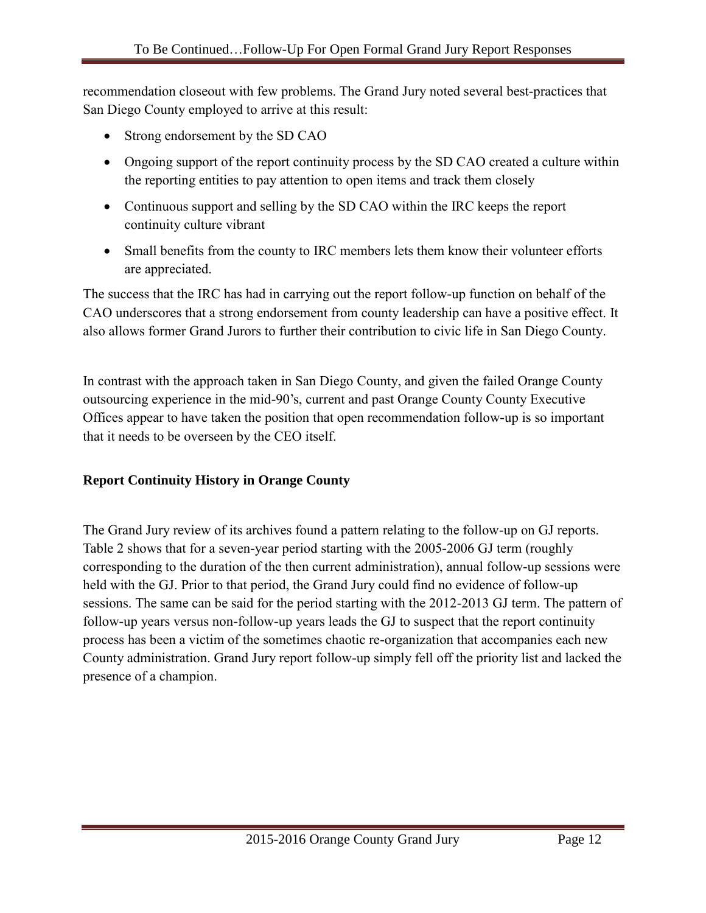recommendation closeout with few problems. The Grand Jury noted several best-practices that San Diego County employed to arrive at this result:

- Strong endorsement by the SD CAO
- Ongoing support of the report continuity process by the SD CAO created a culture within the reporting entities to pay attention to open items and track them closely
- Continuous support and selling by the SD CAO within the IRC keeps the report continuity culture vibrant
- Small benefits from the county to IRC members lets them know their volunteer efforts are appreciated.

The success that the IRC has had in carrying out the report follow-up function on behalf of the CAO underscores that a strong endorsement from county leadership can have a positive effect. It also allows former Grand Jurors to further their contribution to civic life in San Diego County.

In contrast with the approach taken in San Diego County, and given the failed Orange County outsourcing experience in the mid-90's, current and past Orange County County Executive Offices appear to have taken the position that open recommendation follow-up is so important that it needs to be overseen by the CEO itself.

**Report Continuity History in Orange County**

The Grand Jury review of its archives found a pattern relating to the follow-up on GJ reports. Table 2 shows that for a seven-year period starting with the 2005-2006 GJ term (roughly corresponding to the duration of the then current administration), annual follow-up sessions were held with the GJ. Prior to that period, the Grand Jury could find no evidence of follow-up sessions. The same can be said for the period starting with the 2012-2013 GJ term. The pattern of follow-up years versus non-follow-up years leads the GJ to suspect that the report continuity process has been a victim of the sometimes chaotic re-organization that accompanies each new County administration. Grand Jury report follow-up simply fell off the priority list and lacked the presence of a champion.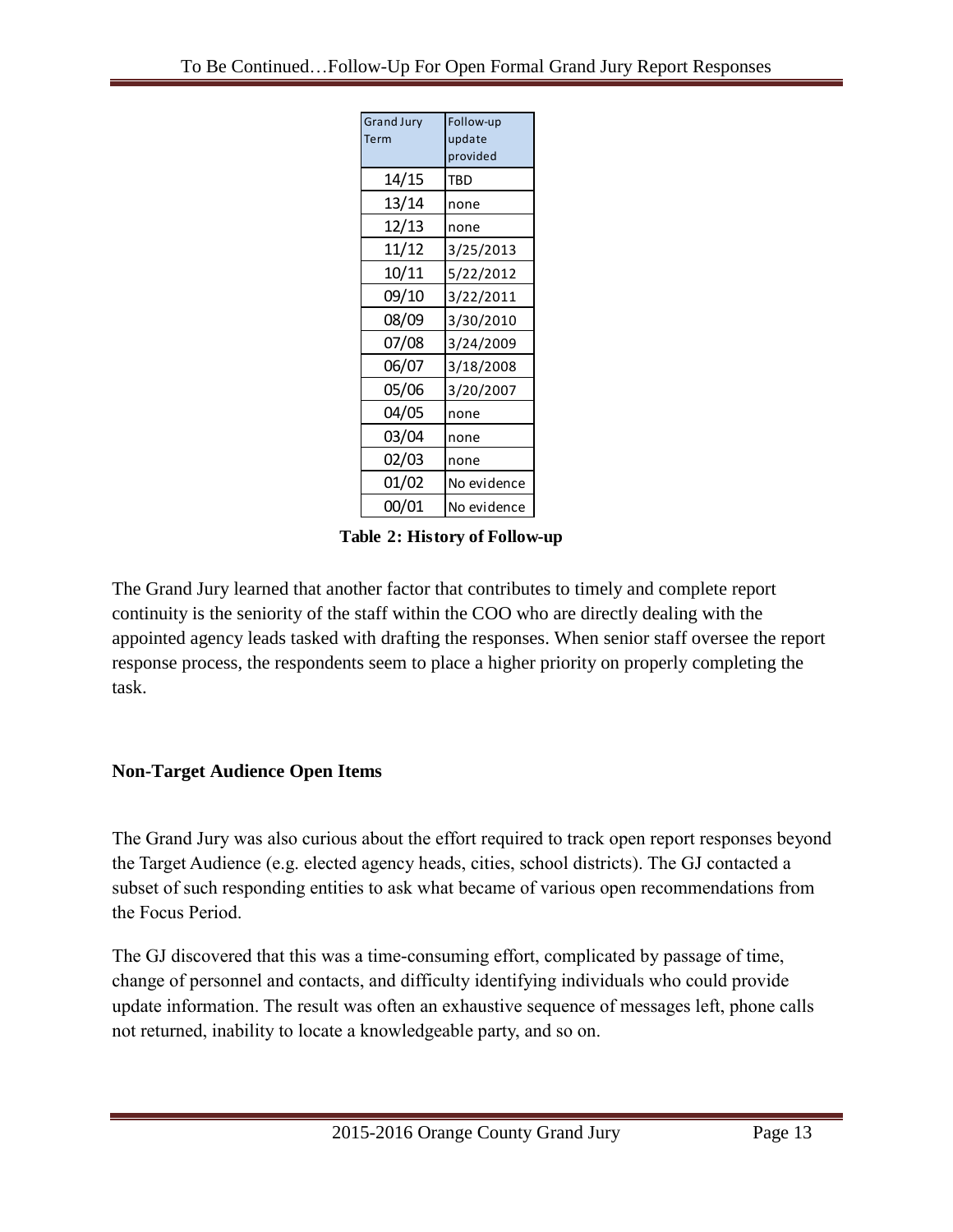| Grand Jury Term | Follow-up update provided |
|---|---|
| 14/15 | TBD |
| 13/14 | none |
| 12/13 | none |
| 11/12 | 3/25/2013 |
| 10/11 | 5/22/2012 |
| 09/10 | 3/22/2011 |
| 08/09 | 3/30/2010 |
| 07/08 | 3/24/2009 |
| 06/07 | 3/18/2008 |
| 05/06 | 3/20/2007 |
| 04/05 | none |
| 03/04 | none |
| 02/03 | none |
| 01/02 | No evidence |
| 00/01 | No evidence |

**Table 2: History of Follow-up**

The Grand Jury learned that another factor that contributes to timely and complete report continuity is the seniority of the staff within the COO who are directly dealing with the appointed agency leads tasked with drafting the responses. When senior staff oversee the report response process, the respondents seem to place a higher priority on properly completing the task.

### Non-Target Audience Open Items

The Grand Jury was also curious about the effort required to track open report responses beyond the Target Audience (e.g. elected agency heads, cities, school districts). The GJ contacted a subset of such responding entities to ask what became of various open recommendations from the Focus Period.

The GJ discovered that this was a time-consuming effort, complicated by passage of time, change of personnel and contacts, and difficulty identifying individuals who could provide update information. The result was often an exhaustive sequence of messages left, phone calls not returned, inability to locate a knowledgeable party, and so on.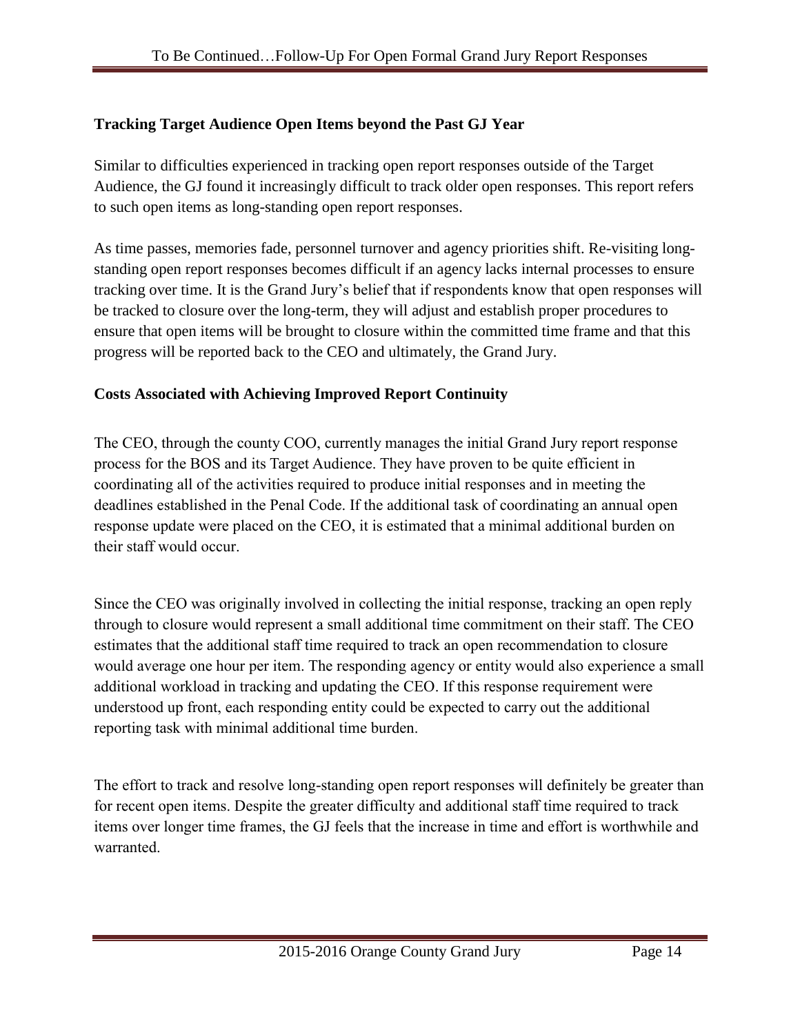### Tracking Target Audience Open Items beyond the Past GJ Year

Similar to difficulties experienced in tracking open report responses outside of the Target Audience, the GJ found it increasingly difficult to track older open responses. This report refers to such open items as long-standing open report responses.

As time passes, memories fade, personnel turnover and agency priorities shift. Re-visiting long-standing open report responses becomes difficult if an agency lacks internal processes to ensure tracking over time. It is the Grand Jury's belief that if respondents know that open responses will be tracked to closure over the long-term, they will adjust and establish proper procedures to ensure that open items will be brought to closure within the committed time frame and that this progress will be reported back to the CEO and ultimately, the Grand Jury.

### Costs Associated with Achieving Improved Report Continuity

The CEO, through the county COO, currently manages the initial Grand Jury report response process for the BOS and its Target Audience. They have proven to be quite efficient in coordinating all of the activities required to produce initial responses and in meeting the deadlines established in the Penal Code. If the additional task of coordinating an annual open response update were placed on the CEO, it is estimated that a minimal additional burden on their staff would occur.

Since the CEO was originally involved in collecting the initial response, tracking an open reply through to closure would represent a small additional time commitment on their staff. The CEO estimates that the additional staff time required to track an open recommendation to closure would average one hour per item. The responding agency or entity would also experience a small additional workload in tracking and updating the CEO. If this response requirement were understood up front, each responding entity could be expected to carry out the additional reporting task with minimal additional time burden.

The effort to track and resolve long-standing open report responses will definitely be greater than for recent open items. Despite the greater difficulty and additional staff time required to track items over longer time frames, the GJ feels that the increase in time and effort is worthwhile and warranted.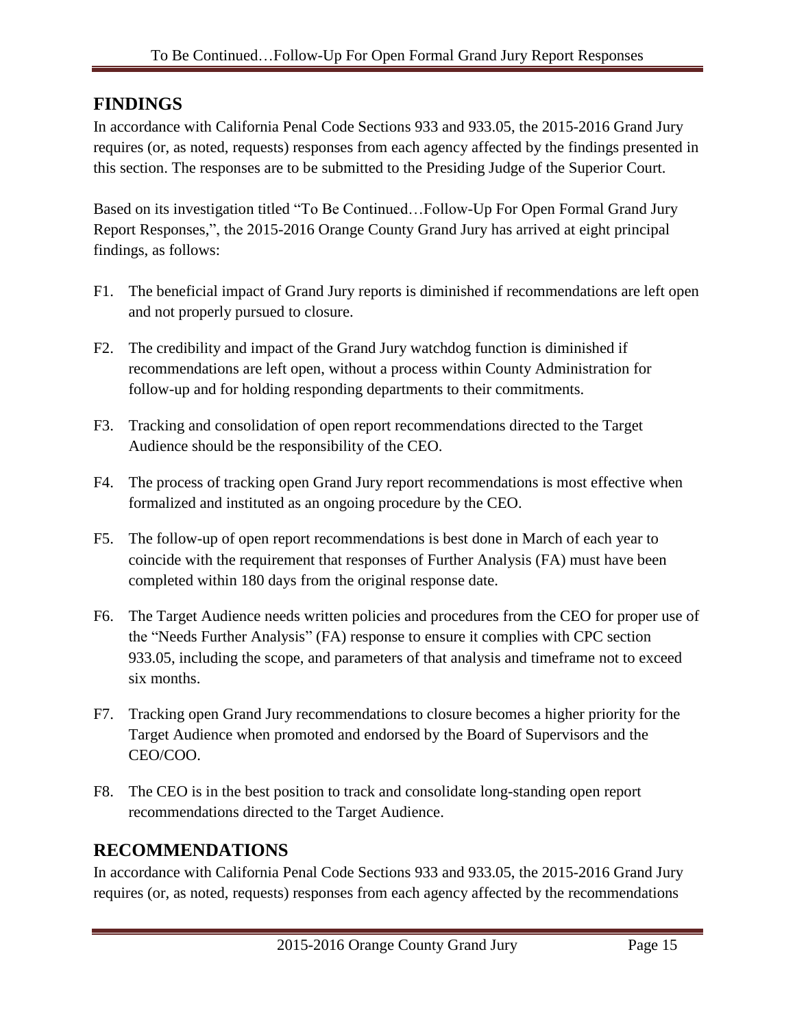## FINDINGS

In accordance with California Penal Code Sections 933 and 933.05, the 2015-2016 Grand Jury requires (or, as noted, requests) responses from each agency affected by the findings presented in this section. The responses are to be submitted to the Presiding Judge of the Superior Court.

Based on its investigation titled "To Be Continued…Follow-Up For Open Formal Grand Jury Report Responses,", the 2015-2016 Orange County Grand Jury has arrived at eight principal findings, as follows:

F1. The beneficial impact of Grand Jury reports is diminished if recommendations are left open and not properly pursued to closure.

F2. The credibility and impact of the Grand Jury watchdog function is diminished if recommendations are left open, without a process within County Administration for follow-up and for holding responding departments to their commitments.

F3. Tracking and consolidation of open report recommendations directed to the Target Audience should be the responsibility of the CEO.

F4. The process of tracking open Grand Jury report recommendations is most effective when formalized and instituted as an ongoing procedure by the CEO.

F5. The follow-up of open report recommendations is best done in March of each year to coincide with the requirement that responses of Further Analysis (FA) must have been completed within 180 days from the original response date.

F6. The Target Audience needs written policies and procedures from the CEO for proper use of the "Needs Further Analysis" (FA) response to ensure it complies with CPC section 933.05, including the scope, and parameters of that analysis and timeframe not to exceed six months.

F7. Tracking open Grand Jury recommendations to closure becomes a higher priority for the Target Audience when promoted and endorsed by the Board of Supervisors and the CEO/COO.

F8. The CEO is in the best position to track and consolidate long-standing open report recommendations directed to the Target Audience.

## RECOMMENDATIONS

In accordance with California Penal Code Sections 933 and 933.05, the 2015-2016 Grand Jury requires (or, as noted, requests) responses from each agency affected by the recommendations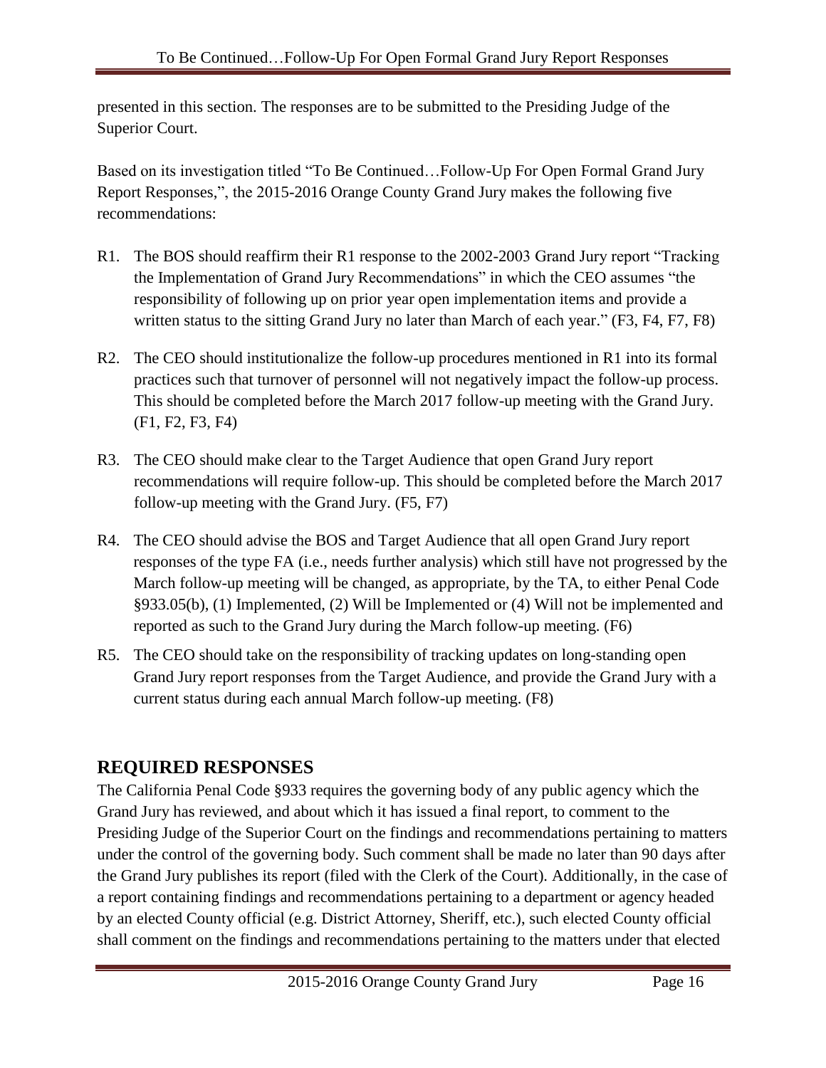presented in this section. The responses are to be submitted to the Presiding Judge of the Superior Court.

Based on its investigation titled "To Be Continued…Follow-Up For Open Formal Grand Jury Report Responses,", the 2015-2016 Orange County Grand Jury makes the following five recommendations:

R1. The BOS should reaffirm their R1 response to the 2002-2003 Grand Jury report "Tracking the Implementation of Grand Jury Recommendations" in which the CEO assumes "the responsibility of following up on prior year open implementation items and provide a written status to the sitting Grand Jury no later than March of each year." (F3, F4, F7, F8)

R2. The CEO should institutionalize the follow-up procedures mentioned in R1 into its formal practices such that turnover of personnel will not negatively impact the follow-up process. This should be completed before the March 2017 follow-up meeting with the Grand Jury. (F1, F2, F3, F4)

R3. The CEO should make clear to the Target Audience that open Grand Jury report recommendations will require follow-up. This should be completed before the March 2017 follow-up meeting with the Grand Jury. (F5, F7)

R4. The CEO should advise the BOS and Target Audience that all open Grand Jury report responses of the type FA (i.e., needs further analysis) which still have not progressed by the March follow-up meeting will be changed, as appropriate, by the TA, to either Penal Code §933.05(b), (1) Implemented, (2) Will be Implemented or (4) Will not be implemented and reported as such to the Grand Jury during the March follow-up meeting. (F6)

R5. The CEO should take on the responsibility of tracking updates on long-standing open Grand Jury report responses from the Target Audience, and provide the Grand Jury with a current status during each annual March follow-up meeting. (F8)

## REQUIRED RESPONSES

The California Penal Code §933 requires the governing body of any public agency which the Grand Jury has reviewed, and about which it has issued a final report, to comment to the Presiding Judge of the Superior Court on the findings and recommendations pertaining to matters under the control of the governing body. Such comment shall be made no later than 90 days after the Grand Jury publishes its report (filed with the Clerk of the Court). Additionally, in the case of a report containing findings and recommendations pertaining to a department or agency headed by an elected County official (e.g. District Attorney, Sheriff, etc.), such elected County official shall comment on the findings and recommendations pertaining to the matters under that elected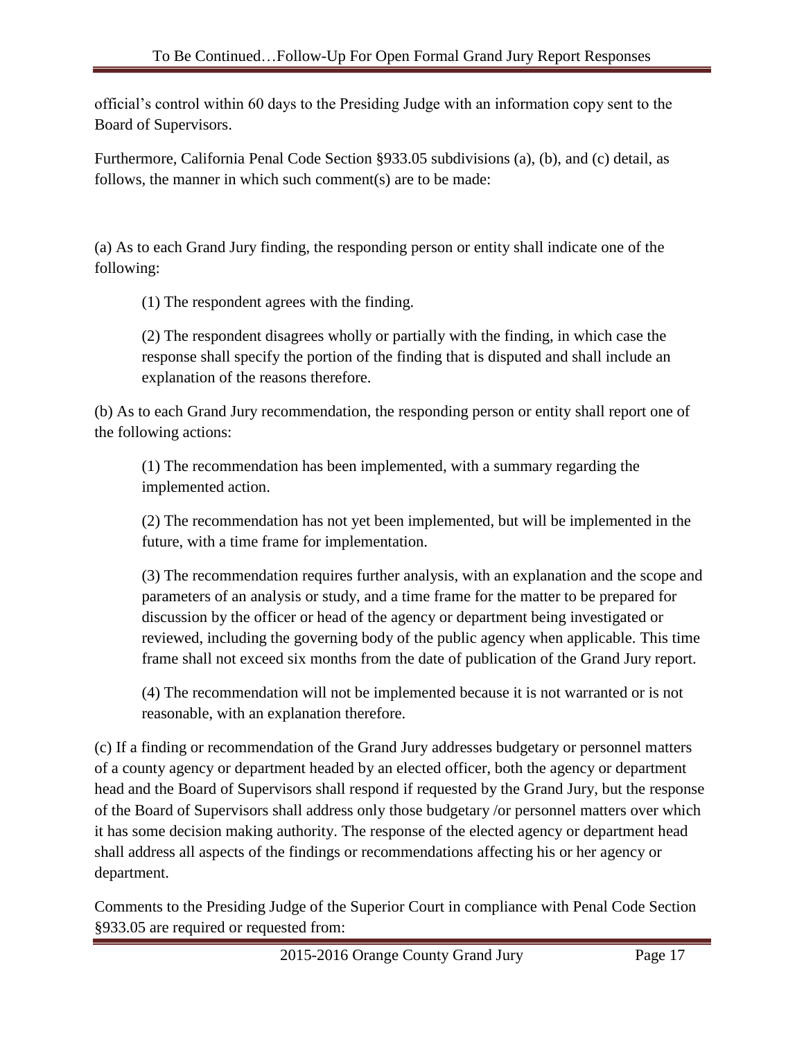official's control within 60 days to the Presiding Judge with an information copy sent to the Board of Supervisors.

Furthermore, California Penal Code Section §933.05 subdivisions (a), (b), and (c) detail, as follows, the manner in which such comment(s) are to be made:

(a) As to each Grand Jury finding, the responding person or entity shall indicate one of the following:

> (1) The respondent agrees with the finding.
>
> (2) The respondent disagrees wholly or partially with the finding, in which case the response shall specify the portion of the finding that is disputed and shall include an explanation of the reasons therefore.

(b) As to each Grand Jury recommendation, the responding person or entity shall report one of the following actions:

> (1) The recommendation has been implemented, with a summary regarding the implemented action.
>
> (2) The recommendation has not yet been implemented, but will be implemented in the future, with a time frame for implementation.
>
> (3) The recommendation requires further analysis, with an explanation and the scope and parameters of an analysis or study, and a time frame for the matter to be prepared for discussion by the officer or head of the agency or department being investigated or reviewed, including the governing body of the public agency when applicable. This time frame shall not exceed six months from the date of publication of the Grand Jury report.
>
> (4) The recommendation will not be implemented because it is not warranted or is not reasonable, with an explanation therefore.

(c) If a finding or recommendation of the Grand Jury addresses budgetary or personnel matters of a county agency or department headed by an elected officer, both the agency or department head and the Board of Supervisors shall respond if requested by the Grand Jury, but the response of the Board of Supervisors shall address only those budgetary /or personnel matters over which it has some decision making authority. The response of the elected agency or department head shall address all aspects of the findings or recommendations affecting his or her agency or department.

Comments to the Presiding Judge of the Superior Court in compliance with Penal Code Section §933.05 are required or requested from: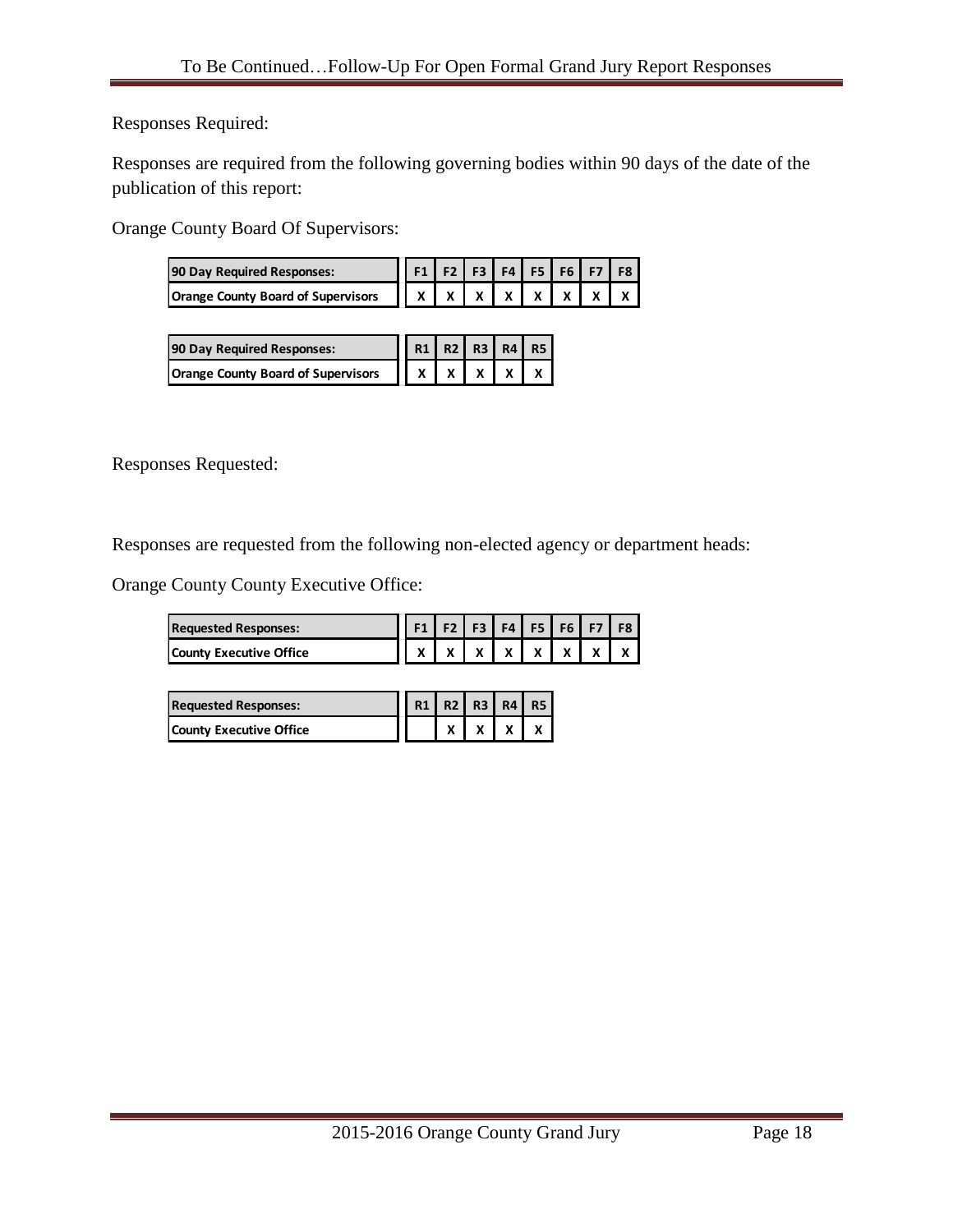Responses Required:

Responses are required from the following governing bodies within 90 days of the date of the publication of this report:

Orange County Board Of Supervisors:

| 90 Day Required Responses: | F1 | F2 | F3 | F4 | F5 | F6 | F7 | F8 |
|---|---|---|---|---|---|---|---|---|
| Orange County Board of Supervisors | X | X | X | X | X | X | X | X |

| 90 Day Required Responses: | R1 | R2 | R3 | R4 | R5 |
|---|---|---|---|---|---|
| Orange County Board of Supervisors | X | X | X | X | X |

Responses Requested:

Responses are requested from the following non-elected agency or department heads:

Orange County County Executive Office:

| Requested Responses: | F1 | F2 | F3 | F4 | F5 | F6 | F7 | F8 |
|---|---|---|---|---|---|---|---|---|
| County Executive Office | X | X | X | X | X | X | X | X |

| Requested Responses: | R1 | R2 | R3 | R4 | R5 |
|---|---|---|---|---|---|
| County Executive Office | | X | X | X | X |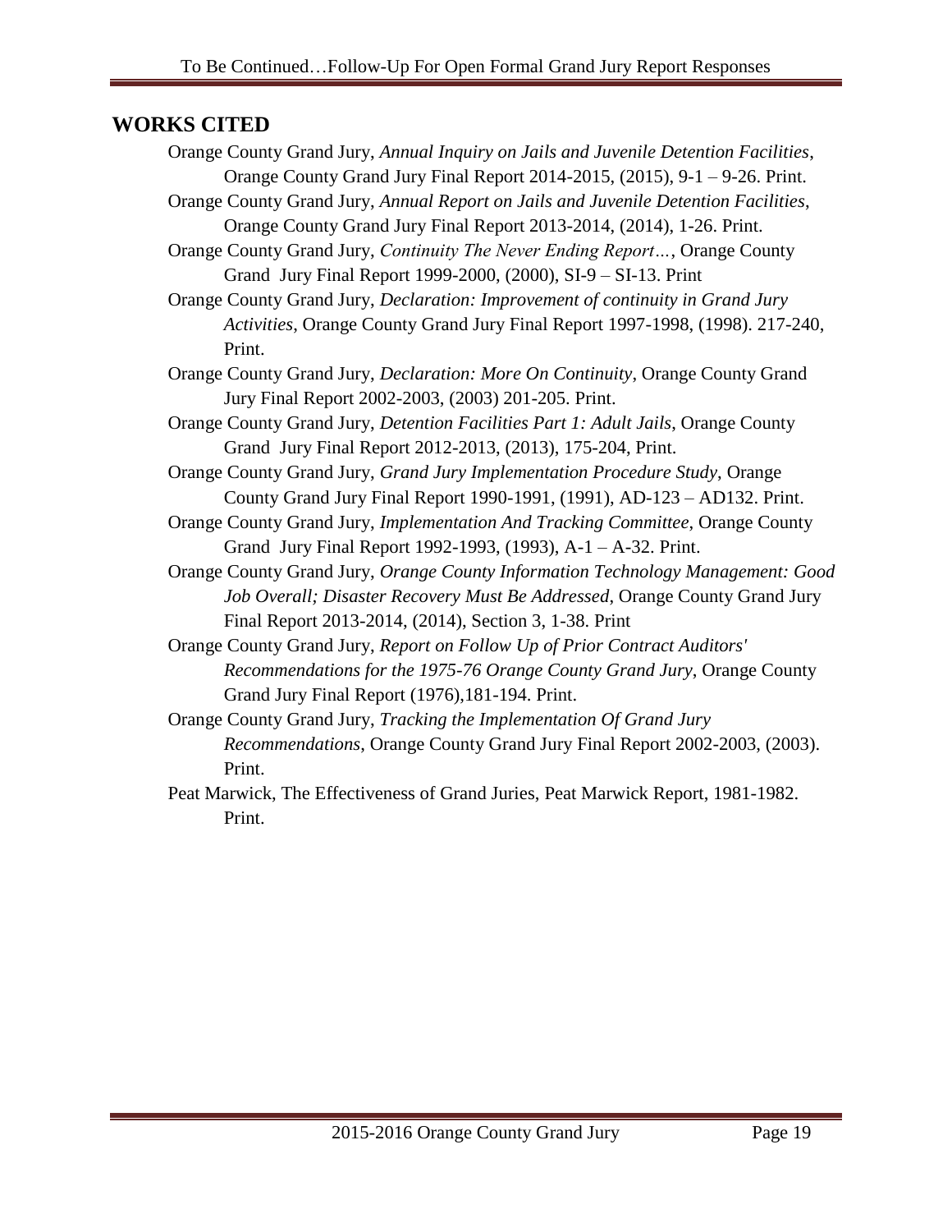## WORKS CITED

Orange County Grand Jury, *Annual Inquiry on Jails and Juvenile Detention Facilities*, Orange County Grand Jury Final Report 2014-2015, (2015), 9-1 – 9-26. Print.

Orange County Grand Jury, *Annual Report on Jails and Juvenile Detention Facilities*, Orange County Grand Jury Final Report 2013-2014, (2014), 1-26. Print.

Orange County Grand Jury, *Continuity The Never Ending Report…*, Orange County Grand Jury Final Report 1999-2000, (2000), SI-9 – SI-13. Print

Orange County Grand Jury, *Declaration: Improvement of continuity in Grand Jury Activities*, Orange County Grand Jury Final Report 1997-1998, (1998). 217-240, Print.

Orange County Grand Jury, *Declaration: More On Continuity*, Orange County Grand Jury Final Report 2002-2003, (2003) 201-205. Print.

Orange County Grand Jury, *Detention Facilities Part 1: Adult Jails*, Orange County Grand Jury Final Report 2012-2013, (2013), 175-204, Print.

Orange County Grand Jury, *Grand Jury Implementation Procedure Study*, Orange County Grand Jury Final Report 1990-1991, (1991), AD-123 – AD132. Print.

Orange County Grand Jury, *Implementation And Tracking Committee*, Orange County Grand Jury Final Report 1992-1993, (1993), A-1 – A-32. Print.

Orange County Grand Jury, *Orange County Information Technology Management: Good Job Overall; Disaster Recovery Must Be Addressed*, Orange County Grand Jury Final Report 2013-2014, (2014), Section 3, 1-38. Print

Orange County Grand Jury, *Report on Follow Up of Prior Contract Auditors' Recommendations for the 1975-76 Orange County Grand Jury*, Orange County Grand Jury Final Report (1976),181-194. Print.

Orange County Grand Jury, *Tracking the Implementation Of Grand Jury Recommendations*, Orange County Grand Jury Final Report 2002-2003, (2003). Print.

Peat Marwick, The Effectiveness of Grand Juries, Peat Marwick Report, 1981-1982. Print.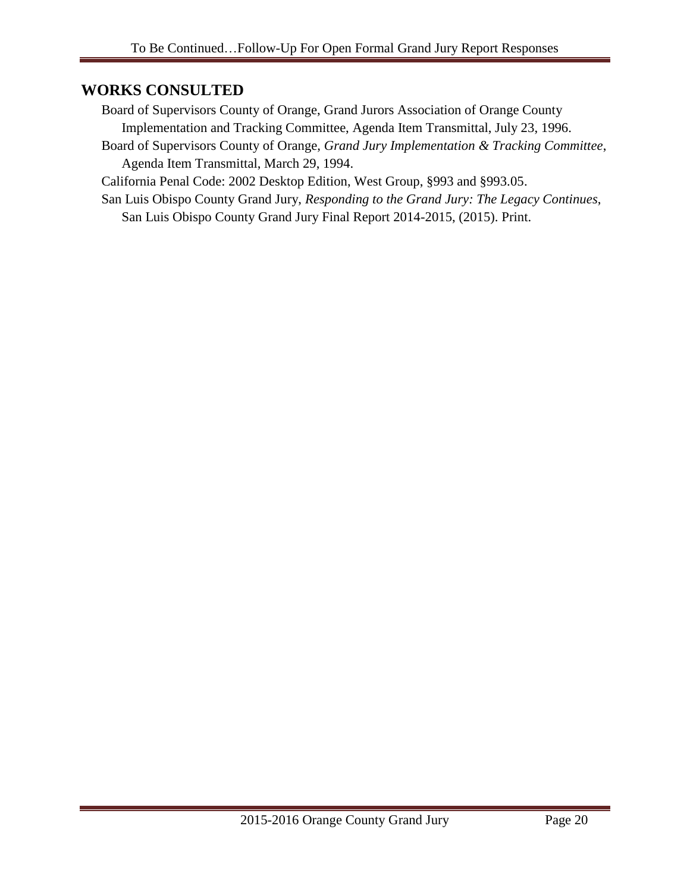## WORKS CONSULTED

Board of Supervisors County of Orange, Grand Jurors Association of Orange County Implementation and Tracking Committee, Agenda Item Transmittal, July 23, 1996.

Board of Supervisors County of Orange, *Grand Jury Implementation & Tracking Committee*, Agenda Item Transmittal, March 29, 1994.

California Penal Code: 2002 Desktop Edition, West Group, §993 and §993.05.

San Luis Obispo County Grand Jury, *Responding to the Grand Jury: The Legacy Continues*, San Luis Obispo County Grand Jury Final Report 2014-2015, (2015). Print.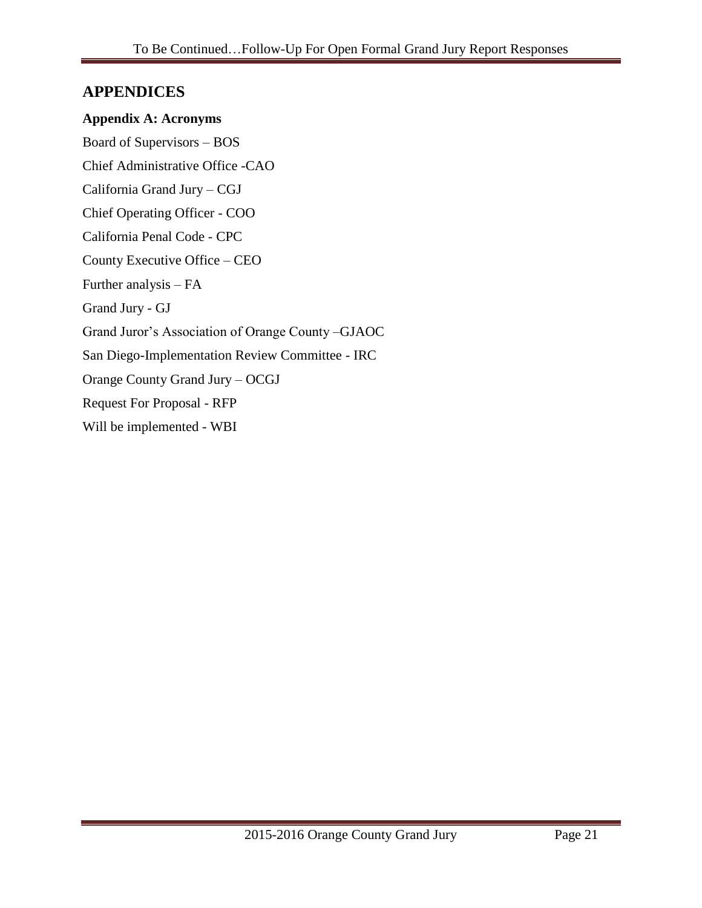# APPENDICES

## Appendix A: Acronyms

Board of Supervisors – BOS

Chief Administrative Office -CAO

California Grand Jury – CGJ

Chief Operating Officer - COO

California Penal Code - CPC

County Executive Office – CEO

Further analysis – FA

Grand Jury - GJ

Grand Juror's Association of Orange County –GJAOC

San Diego-Implementation Review Committee - IRC

Orange County Grand Jury – OCGJ

Request For Proposal - RFP

Will be implemented - WBI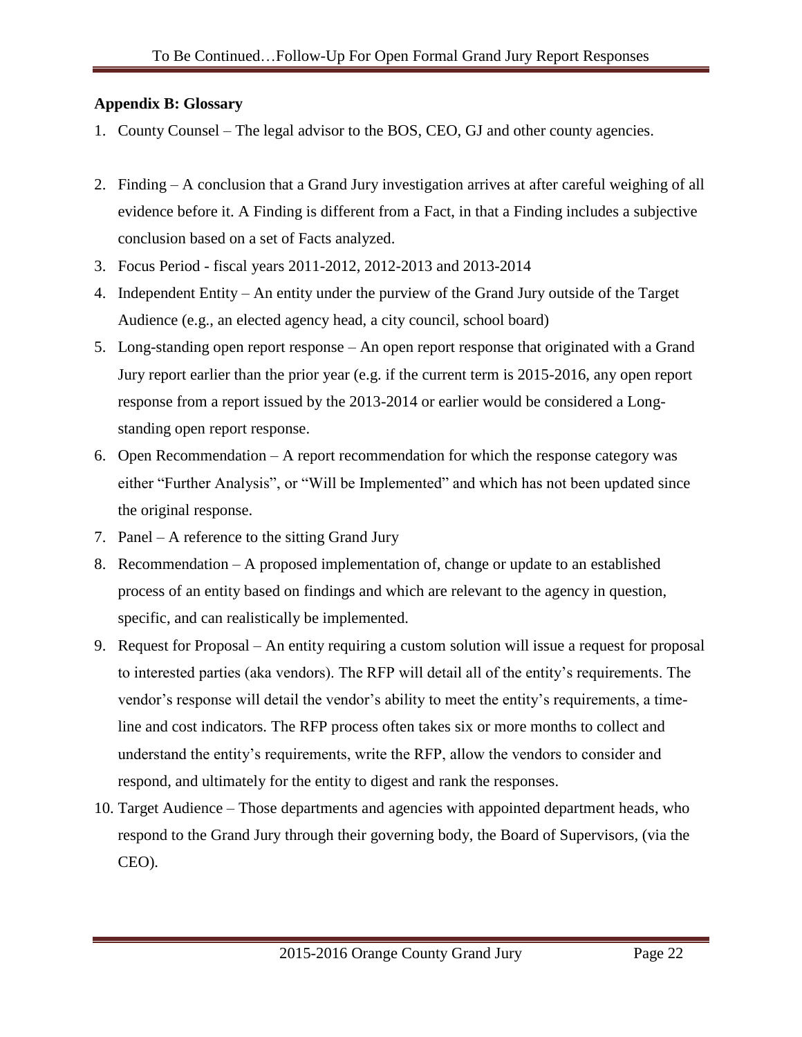### Appendix B: Glossary

1. County Counsel – The legal advisor to the BOS, CEO, GJ and other county agencies.
2. Finding – A conclusion that a Grand Jury investigation arrives at after careful weighing of all evidence before it. A Finding is different from a Fact, in that a Finding includes a subjective conclusion based on a set of Facts analyzed.
3. Focus Period - fiscal years 2011-2012, 2012-2013 and 2013-2014
4. Independent Entity – An entity under the purview of the Grand Jury outside of the Target Audience (e.g., an elected agency head, a city council, school board)
5. Long-standing open report response – An open report response that originated with a Grand Jury report earlier than the prior year (e.g. if the current term is 2015-2016, any open report response from a report issued by the 2013-2014 or earlier would be considered a Long-standing open report response.
6. Open Recommendation – A report recommendation for which the response category was either "Further Analysis", or "Will be Implemented" and which has not been updated since the original response.
7. Panel – A reference to the sitting Grand Jury
8. Recommendation – A proposed implementation of, change or update to an established process of an entity based on findings and which are relevant to the agency in question, specific, and can realistically be implemented.
9. Request for Proposal – An entity requiring a custom solution will issue a request for proposal to interested parties (aka vendors). The RFP will detail all of the entity's requirements. The vendor's response will detail the vendor's ability to meet the entity's requirements, a time-line and cost indicators. The RFP process often takes six or more months to collect and understand the entity's requirements, write the RFP, allow the vendors to consider and respond, and ultimately for the entity to digest and rank the responses.
10. Target Audience – Those departments and agencies with appointed department heads, who respond to the Grand Jury through their governing body, the Board of Supervisors, (via the CEO).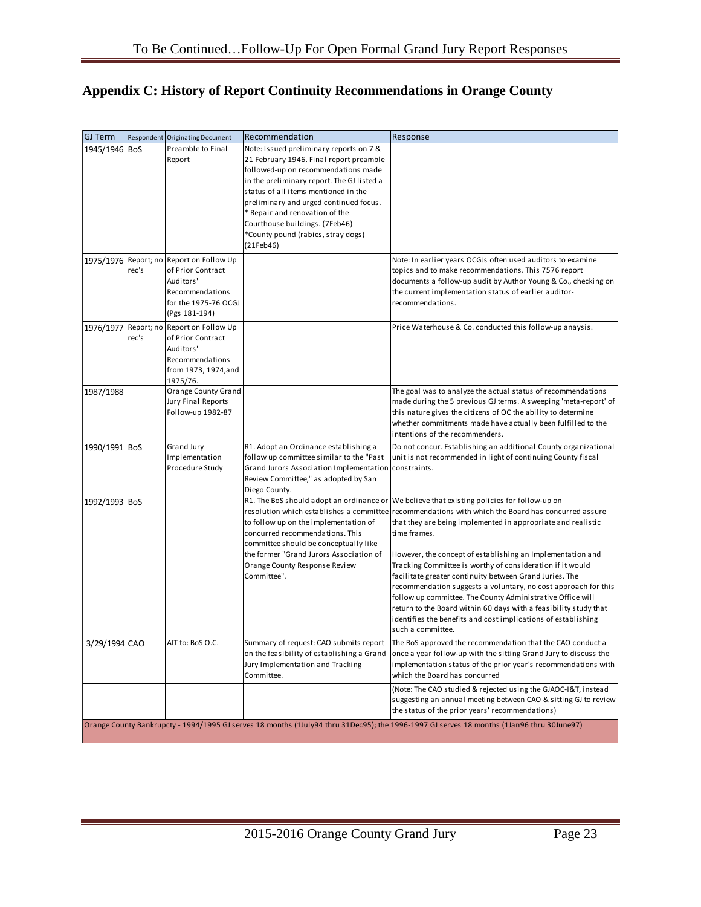## Appendix C: History of Report Continuity Recommendations in Orange County

| GJ Term | Respondent | Originating Document | Recommendation | Response |
|---|---|---|---|---|
| 1945/1946 | BoS | Preamble to Final Report | Note: Issued preliminary reports on 7 & 21 February 1946. Final report preamble followed-up on recommendations made in the preliminary report. The GJ listed a status of all items mentioned in the preliminary and urged continued focus.<br>* Repair and renovation of the Courthouse buildings. (7Feb46)<br>*County pound (rabies, stray dogs) (21Feb46) | |
| 1975/1976 | Report; no rec's | Report on Follow Up of Prior Contract Auditors' Recommendations for the 1975-76 OCGJ (Pgs 181-194) | | Note: In earlier years OCGJs often used auditors to examine topics and to make recommendations. This 7576 report documents a follow-up audit by Author Young & Co., checking on the current implementation status of earlier auditor-recommendations. |
| 1976/1977 | Report; no rec's | Report on Follow Up of Prior Contract Auditors' Recommendations from 1973, 1974,and 1975/76. | | Price Waterhouse & Co. conducted this follow-up anaysis. |
| 1987/1988 | | Orange County Grand Jury Final Reports Follow-up 1982-87 | | The goal was to analyze the actual status of recommendations made during the 5 previous GJ terms. A sweeping 'meta-report' of this nature gives the citizens of OC the ability to determine whether commitments made have actually been fulfilled to the intentions of the recommenders. |
| 1990/1991 | BoS | Grand Jury Implementation Procedure Study | R1. Adopt an Ordinance establishing a follow up committee similar to the "Past Grand Jurors Association Implementation Review Committee," as adopted by San Diego County. | Do not concur. Establishing an additional County organizational unit is not recommended in light of continuing County fiscal constraints. |
| 1992/1993 | BoS | | R1. The BoS should adopt an ordinance or resolution which establishes a committee to follow up on the implementation of concurred recommendations. This committee should be conceptually like the former "Grand Jurors Association of Orange County Response Review Committee". | We believe that existing policies for follow-up on recommendations with which the Board has concurred assure that they are being implemented in appropriate and realistic time frames.<br><br>However, the concept of establishing an Implementation and Tracking Committee is worthy of consideration if it would facilitate greater continuity between Grand Juries. The recommendation suggests a voluntary, no cost approach for this follow up committee. The County Administrative Office will return to the Board within 60 days with a feasibility study that identifies the benefits and cost implications of establishing such a committee. |
| 3/29/1994 | CAO | AIT to: BoS O.C. | Summary of request: CAO submits report on the feasibility of establishing a Grand Jury Implementation and Tracking Committee. | The BoS approved the recommendation that the CAO conduct a once a year follow-up with the sitting Grand Jury to discuss the implementation status of the prior year's recommendations with which the Board has concurred |
| | | | | (Note: The CAO studied & rejected using the GJAOC-I&T, instead suggesting an annual meeting between CAO & sitting GJ to review the status of the prior years' recommendations) |
| Orange County Bankrupcty - 1994/1995 GJ serves 18 months (1July94 thru 31Dec95); the 1996-1997 GJ serves 18 months (1Jan96 thru 30June97) | | | | |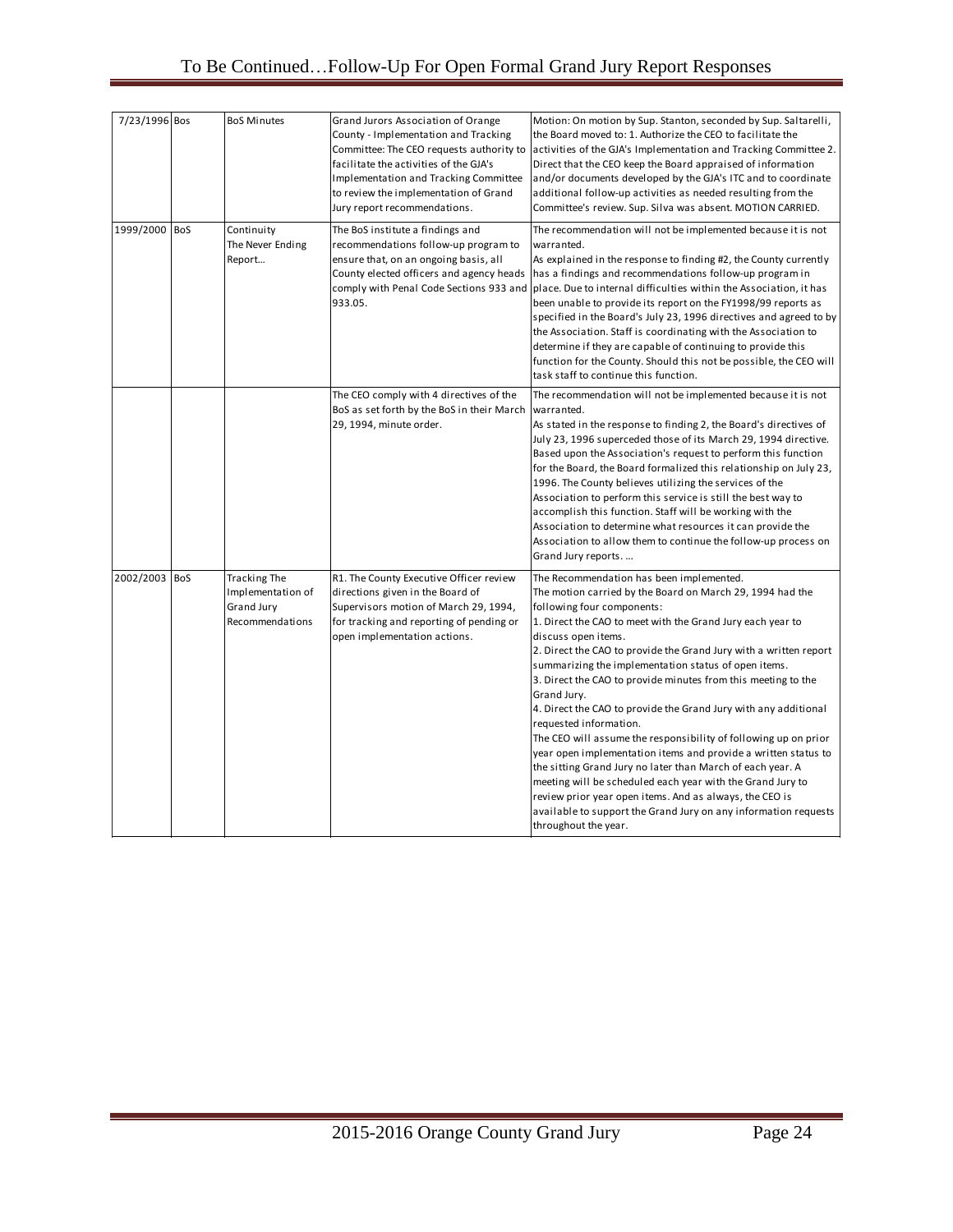| | | | | |
|---|---|---|---|---|
| 7/23/1996 | Bos | BoS Minutes | Grand Jurors Association of Orange County - Implementation and Tracking Committee: The CEO requests authority to facilitate the activities of the GJA's Implementation and Tracking Committee to review the implementation of Grand Jury report recommendations. | Motion: On motion by Sup. Stanton, seconded by Sup. Saltarelli, the Board moved to: 1. Authorize the CEO to facilitate the activities of the GJA's Implementation and Tracking Committee 2. Direct that the CEO keep the Board appraised of information and/or documents developed by the GJA's ITC and to coordinate additional follow-up activities as needed resulting from the Committee's review. Sup. Silva was absent. MOTION CARRIED. |
| 1999/2000 | BoS | Continuity The Never Ending Report… | The BoS institute a findings and recommendations follow-up program to ensure that, on an ongoing basis, all County elected officers and agency heads comply with Penal Code Sections 933 and 933.05. | The recommendation will not be implemented because it is not warranted.<br>As explained in the response to finding #2, the County currently has a findings and recommendations follow-up program in place. Due to internal difficulties within the Association, it has been unable to provide its report on the FY1998/99 reports as specified in the Board's July 23, 1996 directives and agreed to by the Association. Staff is coordinating with the Association to determine if they are capable of continuing to provide this function for the County. Should this not be possible, the CEO will task staff to continue this function. |
| | | | The CEO comply with 4 directives of the BoS as set forth by the BoS in their March 29, 1994, minute order. | The recommendation will not be implemented because it is not warranted.<br>As stated in the response to finding 2, the Board's directives of July 23, 1996 superceded those of its March 29, 1994 directive. Based upon the Association's request to perform this function for the Board, the Board formalized this relationship on July 23, 1996. The County believes utilizing the services of the Association to perform this service is still the best way to accomplish this function. Staff will be working with the Association to determine what resources it can provide the Association to allow them to continue the follow-up process on Grand Jury reports. … |
| 2002/2003 | BoS | Tracking The Implementation of Grand Jury Recommendations | R1. The County Executive Officer review directions given in the Board of Supervisors motion of March 29, 1994, for tracking and reporting of pending or open implementation actions. | The Recommendation has been implemented.<br>The motion carried by the Board on March 29, 1994 had the following four components:<br>1. Direct the CAO to meet with the Grand Jury each year to discuss open items.<br>2. Direct the CAO to provide the Grand Jury with a written report summarizing the implementation status of open items.<br>3. Direct the CAO to provide minutes from this meeting to the Grand Jury.<br>4. Direct the CAO to provide the Grand Jury with any additional requested information.<br>The CEO will assume the responsibility of following up on prior year open implementation items and provide a written status to the sitting Grand Jury no later than March of each year. A meeting will be scheduled each year with the Grand Jury to review prior year open items. And as always, the CEO is available to support the Grand Jury on any information requests throughout the year. |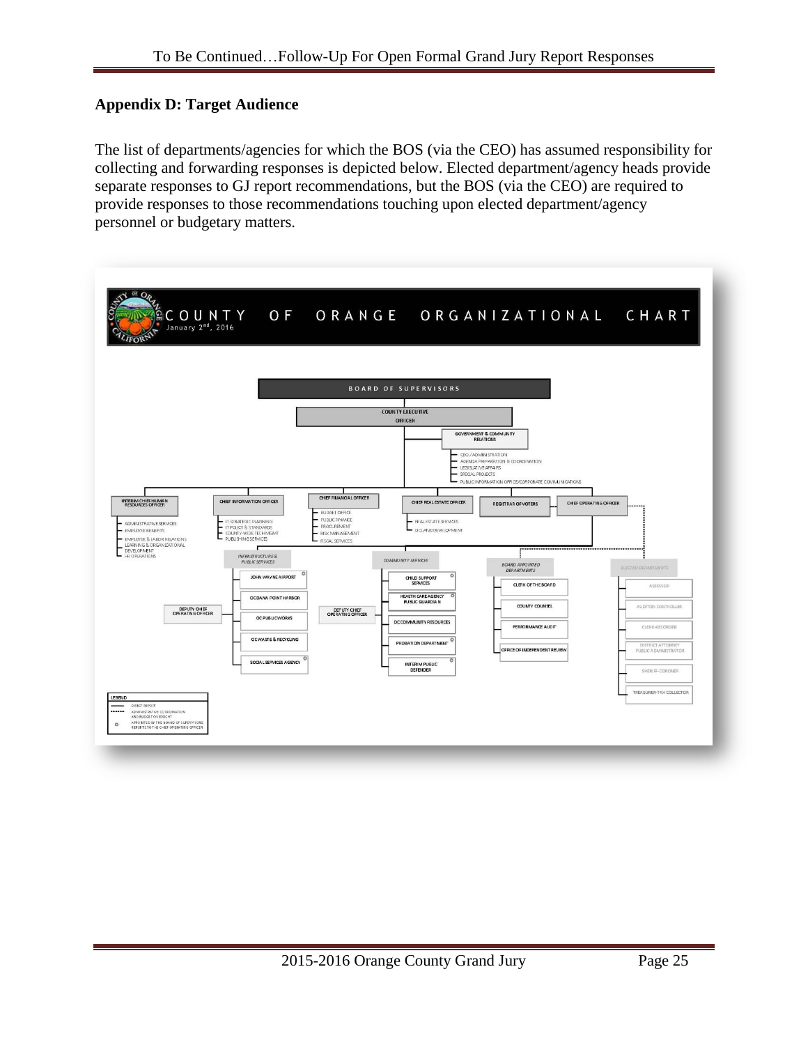## Appendix D: Target Audience

The list of departments/agencies for which the BOS (via the CEO) has assumed responsibility for collecting and forwarding responses is depicted below. Elected department/agency heads provide separate responses to GJ report recommendations, but the BOS (via the CEO) are required to provide responses to those recommendations touching upon elected department/agency personnel or budgetary matters.

COUNTY OF ORANGE ORGANIZATIONAL CHART
January 2nd, 2016

- BOARD OF SUPERVISORS
  - COUNTY EXECUTIVE OFFICER
    - GOVERNMENT & COMMUNITY RELATIONS
      - CEO / ADMINISTRATION
      - AGENDA PREPARATION & COORDINATION
      - LEGISLATIVE AFFAIRS
      - SPECIAL PROJECTS
      - PUBLIC INFORMATION OFFICE/CORPORATE COMMUNICATIONS
    - INTERIM CHIEF HUMAN RESOURCES OFFICER
      - ADMINISTRATIVE SERVICES
      - EMPLOYEE BENEFITS
      - EMPLOYEE & LABOR RELATIONS
      - LEARNING & ORGANIZATIONAL DEVELOPMENT
      - HR OPERATIONS
    - CHIEF INFORMATION OFFICER
      - IT STRATEGIC PLANNING
      - IT POLICY & STANDARDS
      - COUNTY-WIDE TECH MGMT
      - PUBLISHING SERVICES
    - CHIEF FINANCIAL OFFICER
      - BUDGET OFFICE
      - PUBLIC FINANCE
      - PROCUREMENT
      - RISK MANAGEMENT
      - FISCAL SERVICES
    - CHIEF REAL ESTATE OFFICER
      - REAL ESTATE SERVICES
      - OC LAND DEVELOPMENT
    - REGISTRAR OF VOTERS
    - CHIEF OPERATING OFFICER
      - INFRASTRUCTURE & PUBLIC SERVICES (DEPUTY CHIEF OPERATING OFFICER)
        - JOHN WAYNE AIRPORT
        - OC DANA POINT HARBOR
        - OC PUBLIC WORKS
        - OC WASTE & RECYCLING
        - SOCIAL SERVICES AGENCY
      - COMMUNITY SERVICES (DEPUTY CHIEF OPERATING OFFICER)
        - CHILD SUPPORT SERVICES
        - HEALTH CARE AGENCY PUBLIC GUARDIAN
        - OC COMMUNITY RESOURCES
        - PROBATION DEPARTMENT
        - INTERIM PUBLIC DEFENDER
      - BOARD APPOINTED DEPARTMENTS
        - CLERK OF THE BOARD
        - COUNTY COUNSEL
        - PERFORMANCE AUDIT
        - OFFICE OF INDEPENDENT REVIEW
      - ELECTED DEPARTMENTS
        - ASSESSOR
        - AUDITOR-CONTROLLER
        - CLERK-RECORDER
        - DISTRICT ATTORNEY PUBLIC ADMINISTRATOR
        - SHERIFF-CORONER
        - TREASURER-TAX COLLECTOR

LEGEND
- Solid line: DIRECT REPORT
- Dotted line: ADMINISTRATIVE COORDINATION AND BUDGET OVERSIGHT
- Circle: APPOINTED BY THE BOARD OF SUPERVISORS, REPORTS TO THE CHIEF OPERATING OFFICER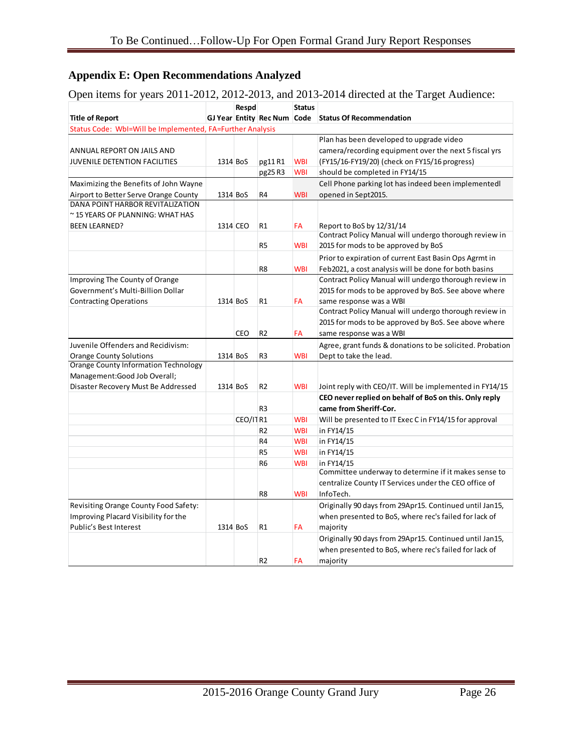## Appendix E: Open Recommendations Analyzed

Open items for years 2011-2012, 2012-2013, and 2013-2014 directed at the Target Audience:

| Title of Report | GJ Year | Respd Entity | Rec Num | Status Code | Status Of Recommendation |
|---|---|---|---|---|---|
| Status Code: WbI=Will be Implemented, FA=Further Analysis | | | | | |
| ANNUAL REPORT ON JAILS AND JUVENILE DETENTION FACILITIES | 1314 | BoS | pg11 R1 | WBI | Plan has been developed to upgrade video camera/recording equipment over the next 5 fiscal yrs (FY15/16-FY19/20) (check on FY15/16 progress) |
| | | | pg25 R3 | WBI | should be completed in FY14/15 |
| Maximizing the Benefits of John Wayne Airport to Better Serve Orange County | 1314 | BoS | R4 | WBI | Cell Phone parking lot has indeed been implementedl opened in Sept2015. |
| DANA POINT HARBOR REVITALIZATION ~ 15 YEARS OF PLANNING: WHAT HAS BEEN LEARNED? | 1314 | CEO | R1 | FA | Report to BoS by 12/31/14 |
| | | | R5 | WBI | Contract Policy Manual will undergo thorough review in 2015 for mods to be approved by BoS |
| | | | R8 | WBI | Prior to expiration of current East Basin Ops Agrmt in Feb2021, a cost analysis will be done for both basins |
| Improving The County of Orange Government's Multi-Billion Dollar Contracting Operations | 1314 | BoS | R1 | FA | Contract Policy Manual will undergo thorough review in 2015 for mods to be approved by BoS. See above where same response was a WBI |
| | | CEO | R2 | FA | Contract Policy Manual will undergo thorough review in 2015 for mods to be approved by BoS. See above where same response was a WBI |
| Juvenile Offenders and Recidivism: Orange County Solutions | 1314 | BoS | R3 | WBI | Agree, grant funds & donations to be solicited. Probation Dept to take the lead. |
| Orange County Information Technology Management:Good Job Overall; Disaster Recovery Must Be Addressed | 1314 | BoS | R2 | WBI | Joint reply with CEO/IT. Will be implemented in FY14/15 |
| | | | R3 | | **CEO never replied on behalf of BoS on this. Only reply came from Sheriff-Cor.** |
| | | CEO/IT | R1 | WBI | Will be presented to IT Exec C in FY14/15 for approval |
| | | | R2 | WBI | in FY14/15 |
| | | | R4 | WBI | in FY14/15 |
| | | | R5 | WBI | in FY14/15 |
| | | | R6 | WBI | in FY14/15 |
| | | | R8 | WBI | Committee underway to determine if it makes sense to centralize County IT Services under the CEO office of InfoTech. |
| Revisiting Orange County Food Safety: Improving Placard Visibility for the Public's Best Interest | 1314 | BoS | R1 | FA | Originally 90 days from 29Apr15. Continued until Jan15, when presented to BoS, where rec's failed for lack of majority |
| | | | R2 | FA | Originally 90 days from 29Apr15. Continued until Jan15, when presented to BoS, where rec's failed for lack of majority |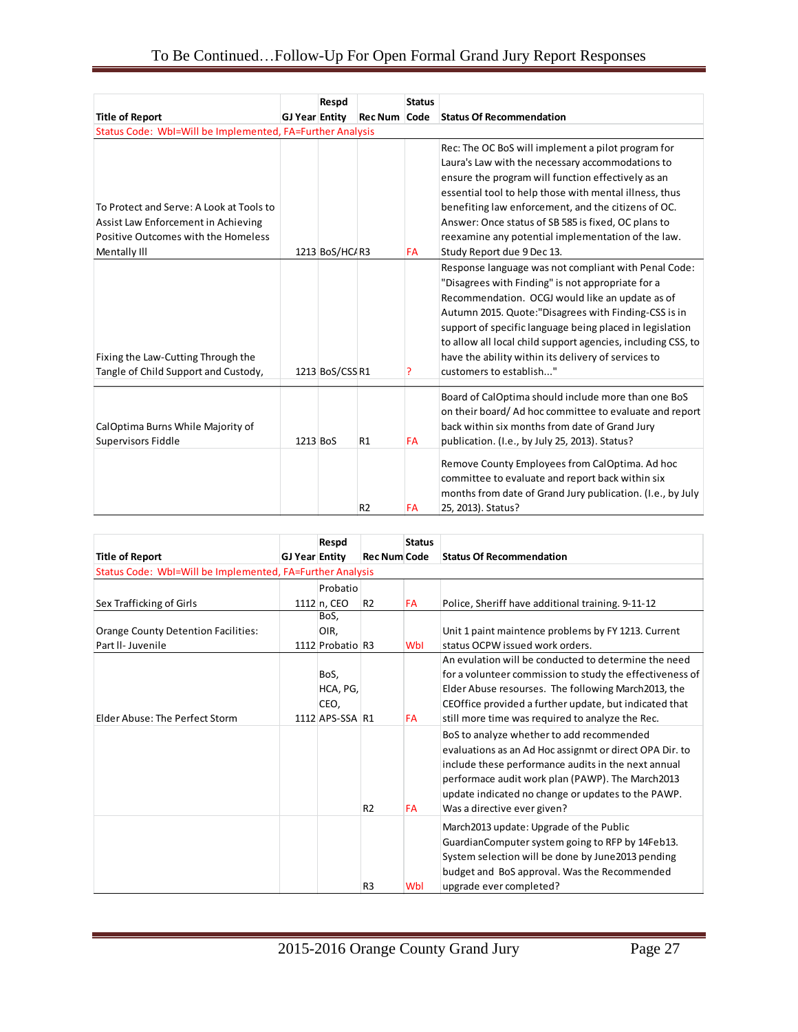| Title of Report | GJ Year | Respd Entity | Rec Num | Status Code | Status Of Recommendation |
|---|---|---|---|---|---|
| Status Code: WbI=Will be Implemented, FA=Further Analysis | | | | | |
| To Protect and Serve: A Look at Tools to Assist Law Enforcement in Achieving Positive Outcomes with the Homeless Mentally Ill | 1213 | BoS/HCA | R3 | FA | Rec: The OC BoS will implement a pilot program for Laura's Law with the necessary accommodations to ensure the program will function effectively as an essential tool to help those with mental illness, thus benefiting law enforcement, and the citizens of OC. Answer: Once status of SB 585 is fixed, OC plans to reexamine any potential implementation of the law. Study Report due 9 Dec 13. |
| Fixing the Law-Cutting Through the Tangle of Child Support and Custody, | 1213 | BoS/CSS | R1 | ? | Response language was not compliant with Penal Code: "Disagrees with Finding" is not appropriate for a Recommendation. OCGJ would like an update as of Autumn 2015. Quote:"Disagrees with Finding-CSS is in support of specific language being placed in legislation to allow all local child support agencies, including CSS, to have the ability within its delivery of services to customers to establish..." |
| CalOptima Burns While Majority of Supervisors Fiddle | 1213 | BoS | R1 | FA | Board of CalOptima should include more than one BoS on their board/ Ad hoc committee to evaluate and report back within six months from date of Grand Jury publication. (I.e., by July 25, 2013). Status? |
| | | | R2 | FA | Remove County Employees from CalOptima. Ad hoc committee to evaluate and report back within six months from date of Grand Jury publication. (I.e., by July 25, 2013). Status? |

| Title of Report | GJ Year | Respd Entity | Rec Num | Status Code | Status Of Recommendation |
|---|---|---|---|---|---|
| Status Code: WbI=Will be Implemented, FA=Further Analysis | | | | | |
| Sex Trafficking of Girls | 1112 | Probation, CEO | R2 | FA | Police, Sheriff have additional training. 9-11-12 |
| Orange County Detention Facilities: Part II- Juvenile | 1112 | BoS, OIR, Probatio | R3 | WbI | Unit 1 paint maintence problems by FY 1213. Current status OCPW issued work orders. |
| Elder Abuse: The Perfect Storm | 1112 | BoS, HCA, PG, CEO, APS-SSA | R1 | FA | An evulation will be conducted to determine the need for a volunteer commission to study the effectiveness of Elder Abuse resourses. The following March2013, the CEOffice provided a further update, but indicated that still more time was required to analyze the Rec. |
| | | | R2 | FA | BoS to analyze whether to add recommended evaluations as an Ad Hoc assignmt or direct OPA Dir. to include these performance audits in the next annual performace audit work plan (PAWP). The March2013 update indicated no change or updates to the PAWP. Was a directive ever given? |
| | | | R3 | WbI | March2013 update: Upgrade of the Public GuardianComputer system going to RFP by 14Feb13. System selection will be done by June2013 pending budget and BoS approval. Was the Recommended upgrade ever completed? |